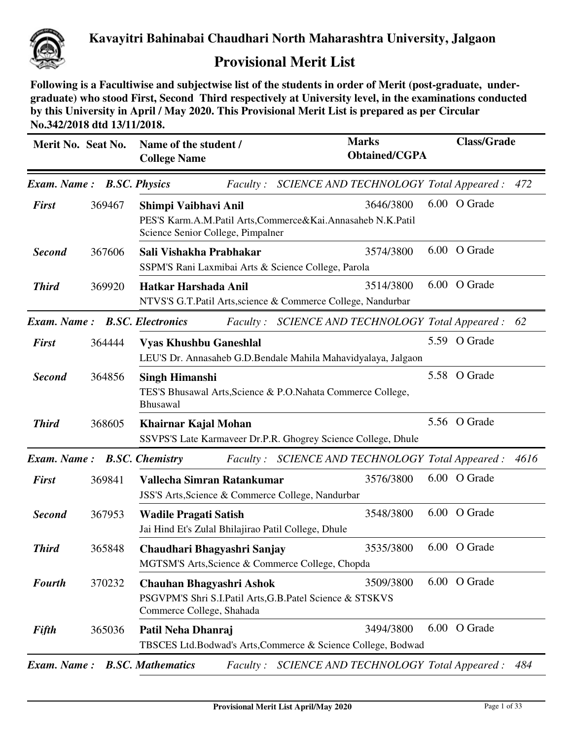# Kavayitri Bahinabai Chaudhari North Maharashtra University, Jalgaon

## Provisional Merit List

**Following is a Facultiwise and subjectwise list of the students in order of Merit (post-graduate, under-graduate) who stood First, Second Third respectively at University level, in the examinations conducted by this University in April / May 2020. This Provisional Merit List is prepared as per Circular No.342/2018 dtd 13/11/2018.**

| Merit No. | Seat No. | Name of the student / College Name | Marks Obtained/CGPA | Class/Grade |
|---|---|---|---|---|
| ***Exam. Name :*** | ***B.SC. Physics*** | *Faculty : SCIENCE AND TECHNOLOGY* | *Total Appeared :* | *472* |
| ***First*** | 369467 | **Shimpi Vaibhavi Anil**<br>PES'S Karm.A.M.Patil Arts,Commerce&Kai.Annasaheb N.K.Patil Science Senior College, Pimpalner | 3646/3800 | 6.00 O Grade |
| ***Second*** | 367606 | **Sali Vishakha Prabhakar**<br>SSPM'S Rani Laxmibai Arts & Science College, Parola | 3574/3800 | 6.00 O Grade |
| ***Third*** | 369920 | **Hatkar Harshada Anil**<br>NTVS'S G.T.Patil Arts,science & Commerce College, Nandurbar | 3514/3800 | 6.00 O Grade |
| ***Exam. Name :*** | ***B.SC. Electronics*** | *Faculty : SCIENCE AND TECHNOLOGY* | *Total Appeared :* | *62* |
| ***First*** | 364444 | **Vyas Khushbu Ganeshlal**<br>LEU'S Dr. Annasaheb G.D.Bendale Mahila Mahavidyalaya, Jalgaon | | 5.59 O Grade |
| ***Second*** | 364856 | **Singh Himanshi**<br>TES'S Bhusawal Arts,Science & P.O.Nahata Commerce College, Bhusawal | | 5.58 O Grade |
| ***Third*** | 368605 | **Khairnar Kajal Mohan**<br>SSVPS'S Late Karmaveer Dr.P.R. Ghogrey Science College, Dhule | | 5.56 O Grade |
| ***Exam. Name :*** | ***B.SC. Chemistry*** | *Faculty : SCIENCE AND TECHNOLOGY* | *Total Appeared :* | *4616* |
| ***First*** | 369841 | **Vallecha Simran Ratankumar**<br>JSS'S Arts,Science & Commerce College, Nandurbar | 3576/3800 | 6.00 O Grade |
| ***Second*** | 367953 | **Wadile Pragati Satish**<br>Jai Hind Et's Zulal Bhilajirao Patil College, Dhule | 3548/3800 | 6.00 O Grade |
| ***Third*** | 365848 | **Chaudhari Bhagyashri Sanjay**<br>MGTSM'S Arts,Science & Commerce College, Chopda | 3535/3800 | 6.00 O Grade |
| ***Fourth*** | 370232 | **Chauhan Bhagyashri Ashok**<br>PSGVPM'S Shri S.I.Patil Arts,G.B.Patel Science & STSKVS Commerce College, Shahada | 3509/3800 | 6.00 O Grade |
| ***Fifth*** | 365036 | **Patil Neha Dhanraj**<br>TBSCES Ltd.Bodwad's Arts,Commerce & Science College, Bodwad | 3494/3800 | 6.00 O Grade |
| ***Exam. Name :*** | ***B.SC. Mathematics*** | *Faculty : SCIENCE AND TECHNOLOGY* | *Total Appeared :* | *484* |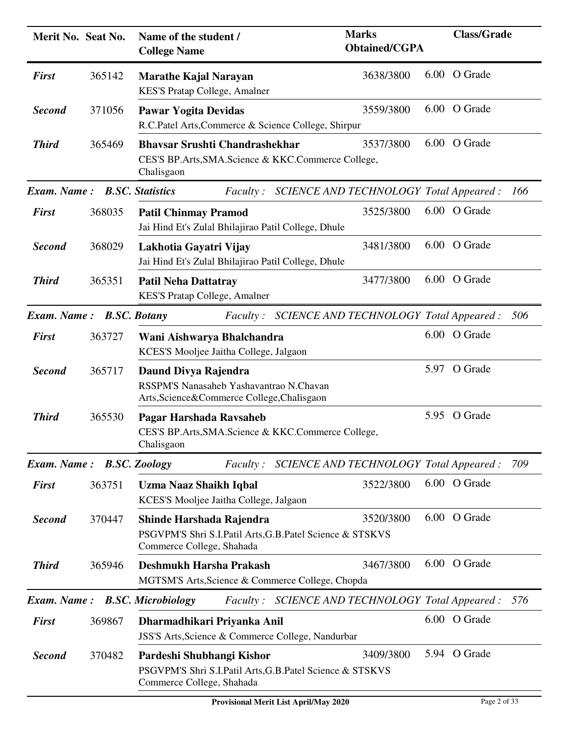| Merit No. | Seat No. | Name of the student / College Name | Marks Obtained/CGPA | | Class/Grade |
|---|---|---|---|---|---|
| ***First*** | 365142 | **Marathe Kajal Narayan**<br>KES'S Pratap College, Amalner | 3638/3800 | 6.00 | O Grade |
| ***Second*** | 371056 | **Pawar Yogita Devidas**<br>R.C.Patel Arts,Commerce & Science College, Shirpur | 3559/3800 | 6.00 | O Grade |
| ***Third*** | 365469 | **Bhavsar Srushti Chandrashekhar**<br>CES'S BP.Arts,SMA.Science & KKC.Commerce College, Chalisgaon | 3537/3800 | 6.00 | O Grade |

***Exam. Name : B.SC. Statistics*** *Faculty : SCIENCE AND TECHNOLOGY Total Appeared : 166*

| Merit No. | Seat No. | Name of the student / College Name | Marks Obtained/CGPA | | Class/Grade |
|---|---|---|---|---|---|
| ***First*** | 368035 | **Patil Chinmay Pramod**<br>Jai Hind Et's Zulal Bhilajirao Patil College, Dhule | 3525/3800 | 6.00 | O Grade |
| ***Second*** | 368029 | **Lakhotia Gayatri Vijay**<br>Jai Hind Et's Zulal Bhilajirao Patil College, Dhule | 3481/3800 | 6.00 | O Grade |
| ***Third*** | 365351 | **Patil Neha Dattatray**<br>KES'S Pratap College, Amalner | 3477/3800 | 6.00 | O Grade |

***Exam. Name : B.SC. Botany*** *Faculty : SCIENCE AND TECHNOLOGY Total Appeared : 506*

| Merit No. | Seat No. | Name of the student / College Name | Marks Obtained/CGPA | | Class/Grade |
|---|---|---|---|---|---|
| ***First*** | 363727 | **Wani Aishwarya Bhalchandra**<br>KCES'S Mooljee Jaitha College, Jalgaon | | 6.00 | O Grade |
| ***Second*** | 365717 | **Daund Divya Rajendra**<br>RSSPM'S Nanasaheb Yashavantrao N.Chavan Arts,Science&Commerce College,Chalisgaon | | 5.97 | O Grade |
| ***Third*** | 365530 | **Pagar Harshada Ravsaheb**<br>CES'S BP.Arts,SMA.Science & KKC.Commerce College, Chalisgaon | | 5.95 | O Grade |

***Exam. Name : B.SC. Zoology*** *Faculty : SCIENCE AND TECHNOLOGY Total Appeared : 709*

| Merit No. | Seat No. | Name of the student / College Name | Marks Obtained/CGPA | | Class/Grade |
|---|---|---|---|---|---|
| ***First*** | 363751 | **Uzma Naaz Shaikh Iqbal**<br>KCES'S Mooljee Jaitha College, Jalgaon | 3522/3800 | 6.00 | O Grade |
| ***Second*** | 370447 | **Shinde Harshada Rajendra**<br>PSGVPM'S Shri S.I.Patil Arts,G.B.Patel Science & STSKVS Commerce College, Shahada | 3520/3800 | 6.00 | O Grade |
| ***Third*** | 365946 | **Deshmukh Harsha Prakash**<br>MGTSM'S Arts,Science & Commerce College, Chopda | 3467/3800 | 6.00 | O Grade |

***Exam. Name : B.SC. Microbiology*** *Faculty : SCIENCE AND TECHNOLOGY Total Appeared : 576*

| Merit No. | Seat No. | Name of the student / College Name | Marks Obtained/CGPA | | Class/Grade |
|---|---|---|---|---|---|
| ***First*** | 369867 | **Dharmadhikari Priyanka Anil**<br>JSS'S Arts,Science & Commerce College, Nandurbar | | 6.00 | O Grade |
| ***Second*** | 370482 | **Pardeshi Shubhangi Kishor**<br>PSGVPM'S Shri S.I.Patil Arts,G.B.Patel Science & STSKVS Commerce College, Shahada | 3409/3800 | 5.94 | O Grade |

**Provisional Merit List April/May 2020**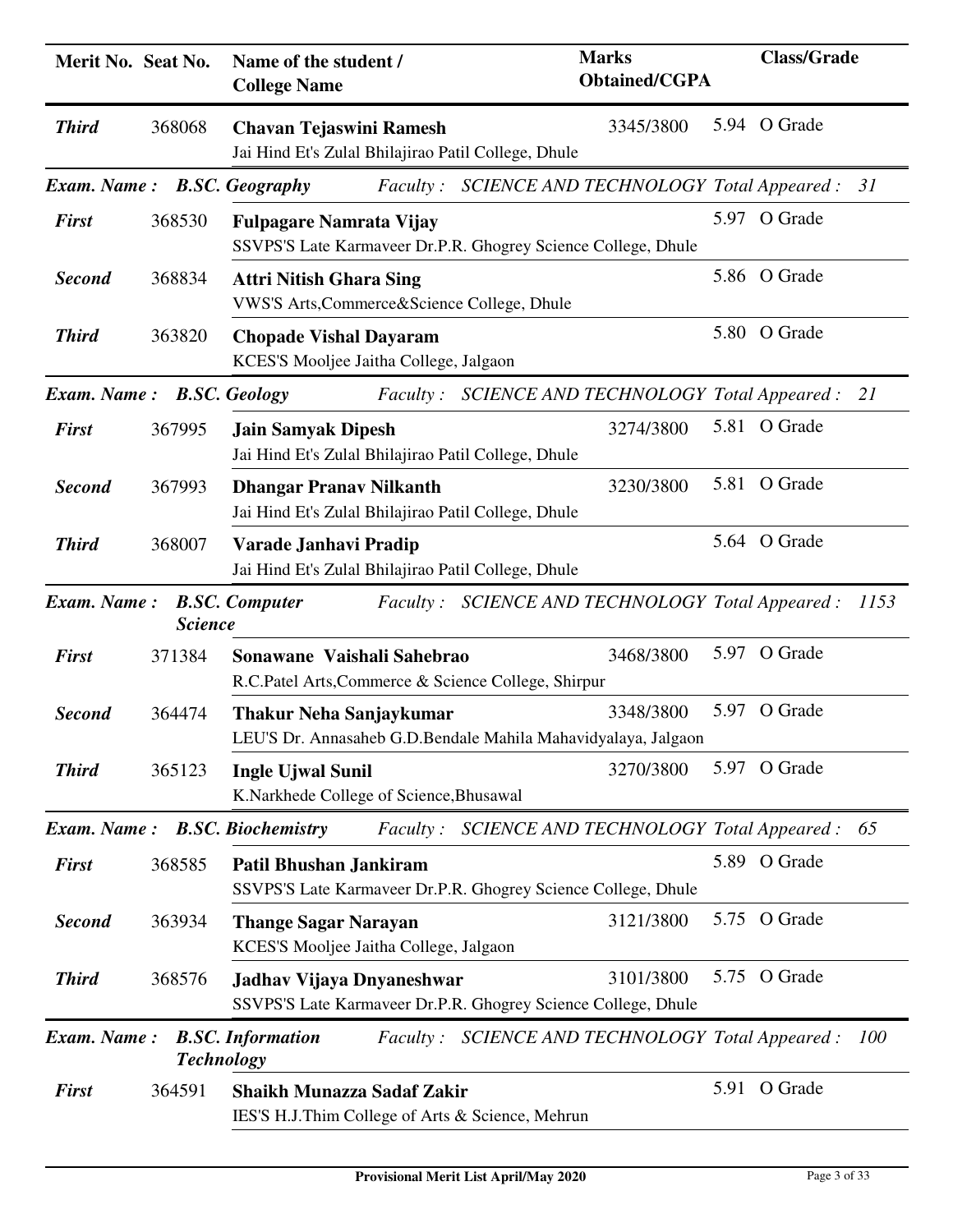| Merit No. | Seat No. | Name of the student / College Name | Marks Obtained/CGPA | | Class/Grade |
|---|---|---|---|---|---|
| ***Third*** | 368068 | **Chavan Tejaswini Ramesh**<br>Jai Hind Et's Zulal Bhilajirao Patil College, Dhule | 3345/3800 | 5.94 | O Grade |

**Exam. Name : B.SC. Geography** *Faculty : SCIENCE AND TECHNOLOGY Total Appeared : 31*

| Merit No. | Seat No. | Name of the student / College Name | Marks Obtained/CGPA | | Class/Grade |
|---|---|---|---|---|---|
| ***First*** | 368530 | **Fulpagare Namrata Vijay**<br>SSVPS'S Late Karmaveer Dr.P.R. Ghogrey Science College, Dhule | | 5.97 | O Grade |
| ***Second*** | 368834 | **Attri Nitish Ghara Sing**<br>VWS'S Arts,Commerce&Science College, Dhule | | 5.86 | O Grade |
| ***Third*** | 363820 | **Chopade Vishal Dayaram**<br>KCES'S Mooljee Jaitha College, Jalgaon | | 5.80 | O Grade |

**Exam. Name : B.SC. Geology** *Faculty : SCIENCE AND TECHNOLOGY Total Appeared : 21*

| Merit No. | Seat No. | Name of the student / College Name | Marks Obtained/CGPA | | Class/Grade |
|---|---|---|---|---|---|
| ***First*** | 367995 | **Jain Samyak Dipesh**<br>Jai Hind Et's Zulal Bhilajirao Patil College, Dhule | 3274/3800 | 5.81 | O Grade |
| ***Second*** | 367993 | **Dhangar Pranav Nilkanth**<br>Jai Hind Et's Zulal Bhilajirao Patil College, Dhule | 3230/3800 | 5.81 | O Grade |
| ***Third*** | 368007 | **Varade Janhavi Pradip**<br>Jai Hind Et's Zulal Bhilajirao Patil College, Dhule | | 5.64 | O Grade |

**Exam. Name : B.SC. Computer Science** *Faculty : SCIENCE AND TECHNOLOGY Total Appeared : 1153*

| Merit No. | Seat No. | Name of the student / College Name | Marks Obtained/CGPA | | Class/Grade |
|---|---|---|---|---|---|
| ***First*** | 371384 | **Sonawane Vaishali Sahebrao**<br>R.C.Patel Arts,Commerce & Science College, Shirpur | 3468/3800 | 5.97 | O Grade |
| ***Second*** | 364474 | **Thakur Neha Sanjaykumar**<br>LEU'S Dr. Annasaheb G.D.Bendale Mahila Mahavidyalaya, Jalgaon | 3348/3800 | 5.97 | O Grade |
| ***Third*** | 365123 | **Ingle Ujwal Sunil**<br>K.Narkhede College of Science,Bhusawal | 3270/3800 | 5.97 | O Grade |

**Exam. Name : B.SC. Biochemistry** *Faculty : SCIENCE AND TECHNOLOGY Total Appeared : 65*

| Merit No. | Seat No. | Name of the student / College Name | Marks Obtained/CGPA | | Class/Grade |
|---|---|---|---|---|---|
| ***First*** | 368585 | **Patil Bhushan Jankiram**<br>SSVPS'S Late Karmaveer Dr.P.R. Ghogrey Science College, Dhule | | 5.89 | O Grade |
| ***Second*** | 363934 | **Thange Sagar Narayan**<br>KCES'S Mooljee Jaitha College, Jalgaon | 3121/3800 | 5.75 | O Grade |
| ***Third*** | 368576 | **Jadhav Vijaya Dnyaneshwar**<br>SSVPS'S Late Karmaveer Dr.P.R. Ghogrey Science College, Dhule | 3101/3800 | 5.75 | O Grade |

**Exam. Name : B.SC. Information Technology** *Faculty : SCIENCE AND TECHNOLOGY Total Appeared : 100*

| Merit No. | Seat No. | Name of the student / College Name | Marks Obtained/CGPA | | Class/Grade |
|---|---|---|---|---|---|
| ***First*** | 364591 | **Shaikh Munazza Sadaf Zakir**<br>IES'S H.J.Thim College of Arts & Science, Mehrun | | 5.91 | O Grade |

Provisional Merit List April/May 2020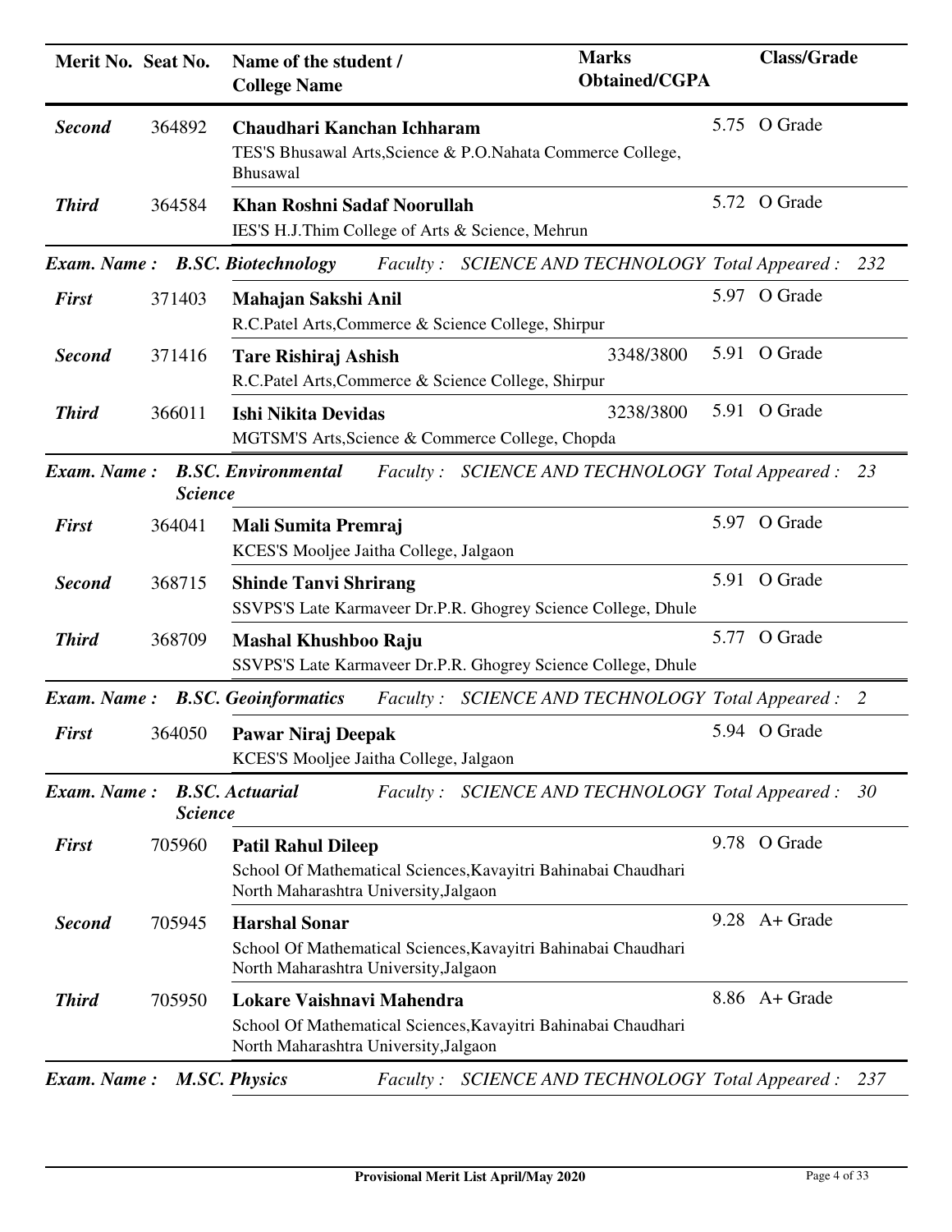| Merit No. | Seat No. | Name of the student / College Name | Marks Obtained/CGPA | Class/Grade |
|---|---|---|---|---|
| ***Second*** | 364892 | **Chaudhari Kanchan Ichharam** TES'S Bhusawal Arts,Science & P.O.Nahata Commerce College, Bhusawal | 5.75 | O Grade |
| ***Third*** | 364584 | **Khan Roshni Sadaf Noorullah** IES'S H.J.Thim College of Arts & Science, Mehrun | 5.72 | O Grade |

***Exam. Name : B.SC. Biotechnology*** *Faculty : SCIENCE AND TECHNOLOGY* *Total Appeared : 232*

| Merit No. | Seat No. | Name of the student / College Name | Marks Obtained/CGPA | Class/Grade |
|---|---|---|---|---|
| ***First*** | 371403 | **Mahajan Sakshi Anil** R.C.Patel Arts,Commerce & Science College, Shirpur | 5.97 | O Grade |
| ***Second*** | 371416 | **Tare Rishiraj Ashish** R.C.Patel Arts,Commerce & Science College, Shirpur | 3348/3800 5.91 | O Grade |
| ***Third*** | 366011 | **Ishi Nikita Devidas** MGTSM'S Arts,Science & Commerce College, Chopda | 3238/3800 5.91 | O Grade |

***Exam. Name : B.SC. Environmental Science*** *Faculty : SCIENCE AND TECHNOLOGY* *Total Appeared : 23*

| Merit No. | Seat No. | Name of the student / College Name | Marks Obtained/CGPA | Class/Grade |
|---|---|---|---|---|
| ***First*** | 364041 | **Mali Sumita Premraj** KCES'S Mooljee Jaitha College, Jalgaon | 5.97 | O Grade |
| ***Second*** | 368715 | **Shinde Tanvi Shrirang** SSVPS'S Late Karmaveer Dr.P.R. Ghogrey Science College, Dhule | 5.91 | O Grade |
| ***Third*** | 368709 | **Mashal Khushboo Raju** SSVPS'S Late Karmaveer Dr.P.R. Ghogrey Science College, Dhule | 5.77 | O Grade |

***Exam. Name : B.SC. Geoinformatics*** *Faculty : SCIENCE AND TECHNOLOGY* *Total Appeared : 2*

| Merit No. | Seat No. | Name of the student / College Name | Marks Obtained/CGPA | Class/Grade |
|---|---|---|---|---|
| ***First*** | 364050 | **Pawar Niraj Deepak** KCES'S Mooljee Jaitha College, Jalgaon | 5.94 | O Grade |

***Exam. Name : B.SC. Actuarial Science*** *Faculty : SCIENCE AND TECHNOLOGY* *Total Appeared : 30*

| Merit No. | Seat No. | Name of the student / College Name | Marks Obtained/CGPA | Class/Grade |
|---|---|---|---|---|
| ***First*** | 705960 | **Patil Rahul Dileep** School Of Mathematical Sciences,Kavayitri Bahinabai Chaudhari North Maharashtra University,Jalgaon | 9.78 | O Grade |
| ***Second*** | 705945 | **Harshal Sonar** School Of Mathematical Sciences,Kavayitri Bahinabai Chaudhari North Maharashtra University,Jalgaon | 9.28 | A+ Grade |
| ***Third*** | 705950 | **Lokare Vaishnavi Mahendra** School Of Mathematical Sciences,Kavayitri Bahinabai Chaudhari North Maharashtra University,Jalgaon | 8.86 | A+ Grade |

***Exam. Name : M.SC. Physics*** *Faculty : SCIENCE AND TECHNOLOGY* *Total Appeared : 237*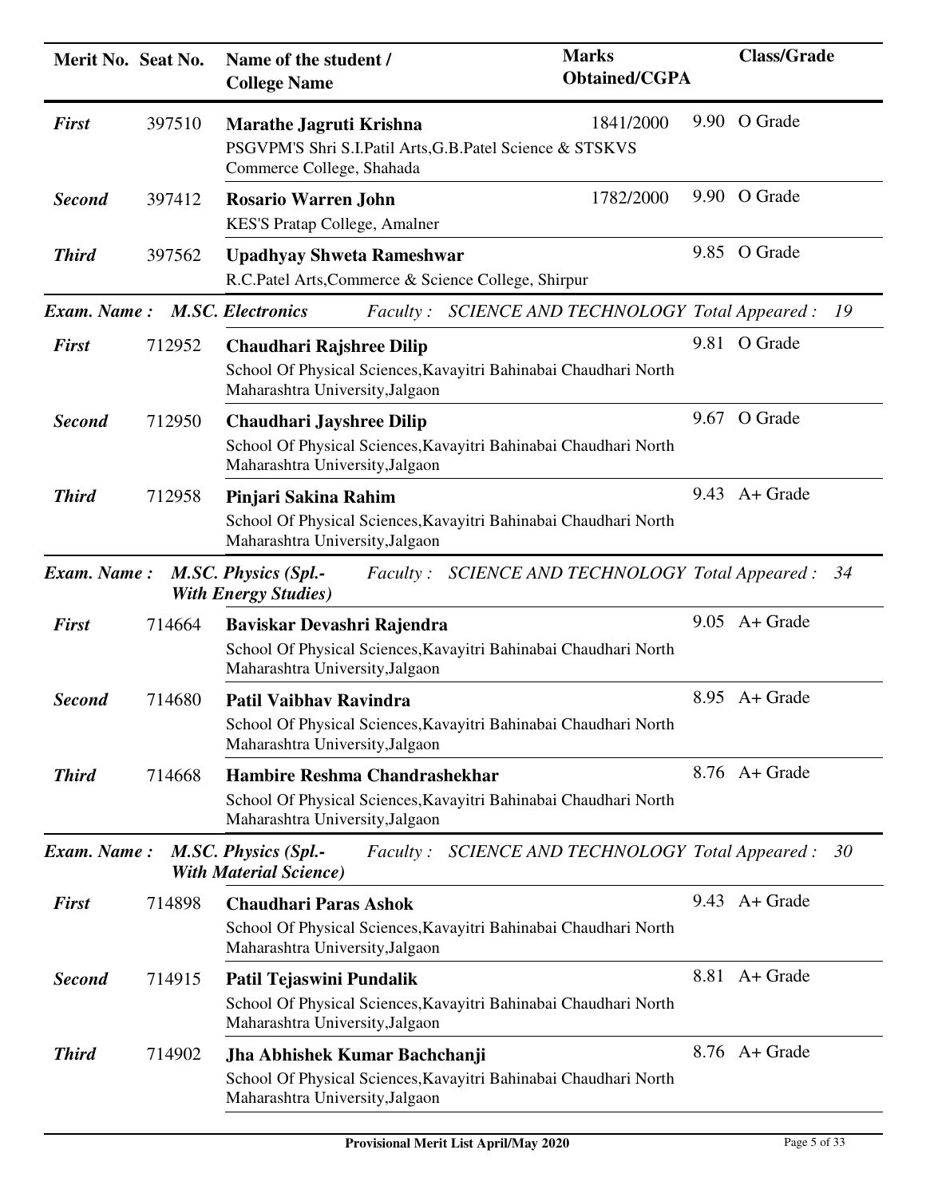| Merit No. | Seat No. | Name of the student / College Name | Marks Obtained/CGPA | | Class/Grade |
|---|---|---|---|---|---|
| ***First*** | 397510 | **Marathe Jagruti Krishna**<br>PSGVPM'S Shri S.I.Patil Arts,G.B.Patel Science & STSKVS Commerce College, Shahada | 1841/2000 | 9.90 | O Grade |
| ***Second*** | 397412 | **Rosario Warren John**<br>KES'S Pratap College, Amalner | 1782/2000 | 9.90 | O Grade |
| ***Third*** | 397562 | **Upadhyay Shweta Rameshwar**<br>R.C.Patel Arts,Commerce & Science College, Shirpur | | 9.85 | O Grade |

***Exam. Name :*** ***M.SC. Electronics*** *Faculty :* *SCIENCE AND TECHNOLOGY* *Total Appeared :* *19*

| Merit No. | Seat No. | Name of the student / College Name | Marks Obtained/CGPA | | Class/Grade |
|---|---|---|---|---|---|
| ***First*** | 712952 | **Chaudhari Rajshree Dilip**<br>School Of Physical Sciences,Kavayitri Bahinabai Chaudhari North Maharashtra University,Jalgaon | | 9.81 | O Grade |
| ***Second*** | 712950 | **Chaudhari Jayshree Dilip**<br>School Of Physical Sciences,Kavayitri Bahinabai Chaudhari North Maharashtra University,Jalgaon | | 9.67 | O Grade |
| ***Third*** | 712958 | **Pinjari Sakina Rahim**<br>School Of Physical Sciences,Kavayitri Bahinabai Chaudhari North Maharashtra University,Jalgaon | | 9.43 | A+ Grade |

***Exam. Name :*** ***M.SC. Physics (Spl.- With Energy Studies)*** *Faculty :* *SCIENCE AND TECHNOLOGY* *Total Appeared :* *34*

| Merit No. | Seat No. | Name of the student / College Name | Marks Obtained/CGPA | | Class/Grade |
|---|---|---|---|---|---|
| ***First*** | 714664 | **Baviskar Devashri Rajendra**<br>School Of Physical Sciences,Kavayitri Bahinabai Chaudhari North Maharashtra University,Jalgaon | | 9.05 | A+ Grade |
| ***Second*** | 714680 | **Patil Vaibhav Ravindra**<br>School Of Physical Sciences,Kavayitri Bahinabai Chaudhari North Maharashtra University,Jalgaon | | 8.95 | A+ Grade |
| ***Third*** | 714668 | **Hambire Reshma Chandrashekhar**<br>School Of Physical Sciences,Kavayitri Bahinabai Chaudhari North Maharashtra University,Jalgaon | | 8.76 | A+ Grade |

***Exam. Name :*** ***M.SC. Physics (Spl.- With Material Science)*** *Faculty :* *SCIENCE AND TECHNOLOGY* *Total Appeared :* *30*

| Merit No. | Seat No. | Name of the student / College Name | Marks Obtained/CGPA | | Class/Grade |
|---|---|---|---|---|---|
| ***First*** | 714898 | **Chaudhari Paras Ashok**<br>School Of Physical Sciences,Kavayitri Bahinabai Chaudhari North Maharashtra University,Jalgaon | | 9.43 | A+ Grade |
| ***Second*** | 714915 | **Patil Tejaswini Pundalik**<br>School Of Physical Sciences,Kavayitri Bahinabai Chaudhari North Maharashtra University,Jalgaon | | 8.81 | A+ Grade |
| ***Third*** | 714902 | **Jha Abhishek Kumar Bachchanji**<br>School Of Physical Sciences,Kavayitri Bahinabai Chaudhari North Maharashtra University,Jalgaon | | 8.76 | A+ Grade |

**Provisional Merit List April/May 2020**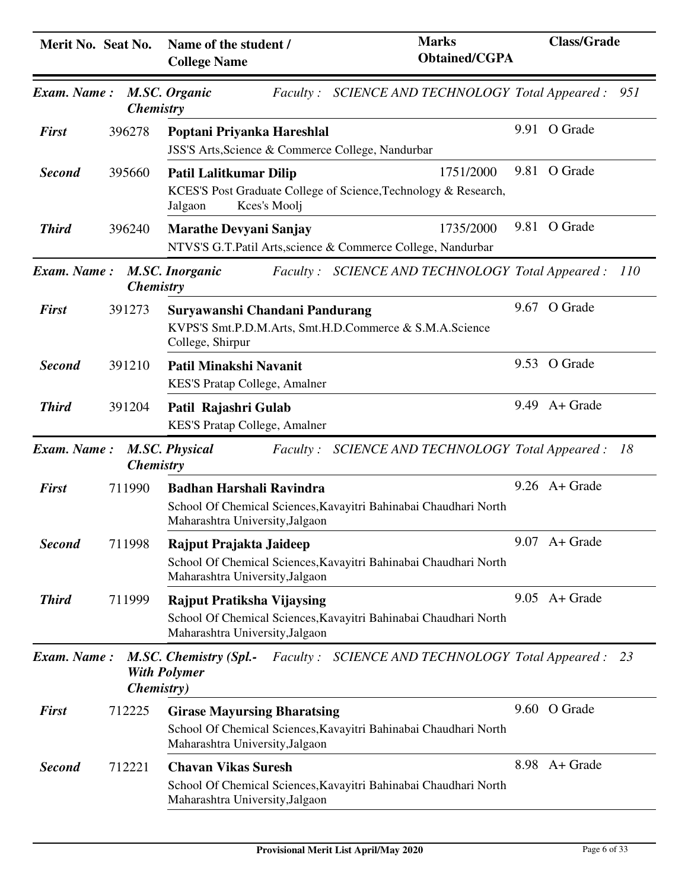| Merit No. | Seat No. | Name of the student / College Name | Marks Obtained/CGPA | | Class/Grade |
|---|---|---|---|---|---|
| ***Exam. Name :*** | ***M.SC. Organic Chemistry*** | ***Faculty : SCIENCE AND TECHNOLOGY*** | ***Total Appeared :*** | ***951*** | |
| ***First*** | 396278 | **Poptani Priyanka Hareshlal**<br>JSS'S Arts,Science & Commerce College, Nandurbar | | 9.91 | O Grade |
| ***Second*** | 395660 | **Patil Lalitkumar Dilip**<br>KCES'S Post Graduate College of Science,Technology & Research, Jalgaon Kces's Moolj | 1751/2000 | 9.81 | O Grade |
| ***Third*** | 396240 | **Marathe Devyani Sanjay**<br>NTVS'S G.T.Patil Arts,science & Commerce College, Nandurbar | 1735/2000 | 9.81 | O Grade |
| ***Exam. Name :*** | ***M.SC. Inorganic Chemistry*** | ***Faculty : SCIENCE AND TECHNOLOGY*** | ***Total Appeared :*** | ***110*** | |
| ***First*** | 391273 | **Suryawanshi Chandani Pandurang**<br>KVPS'S Smt.P.D.M.Arts, Smt.H.D.Commerce & S.M.A.Science College, Shirpur | | 9.67 | O Grade |
| ***Second*** | 391210 | **Patil Minakshi Navanit**<br>KES'S Pratap College, Amalner | | 9.53 | O Grade |
| ***Third*** | 391204 | **Patil Rajashri Gulab**<br>KES'S Pratap College, Amalner | | 9.49 | A+ Grade |
| ***Exam. Name :*** | ***M.SC. Physical Chemistry*** | ***Faculty : SCIENCE AND TECHNOLOGY*** | ***Total Appeared :*** | ***18*** | |
| ***First*** | 711990 | **Badhan Harshali Ravindra**<br>School Of Chemical Sciences,Kavayitri Bahinabai Chaudhari North Maharashtra University,Jalgaon | | 9.26 | A+ Grade |
| ***Second*** | 711998 | **Rajput Prajakta Jaideep**<br>School Of Chemical Sciences,Kavayitri Bahinabai Chaudhari North Maharashtra University,Jalgaon | | 9.07 | A+ Grade |
| ***Third*** | 711999 | **Rajput Pratiksha Vijaysing**<br>School Of Chemical Sciences,Kavayitri Bahinabai Chaudhari North Maharashtra University,Jalgaon | | 9.05 | A+ Grade |
| ***Exam. Name :*** | ***M.SC. Chemistry (Spl.- With Polymer Chemistry)*** | ***Faculty : SCIENCE AND TECHNOLOGY*** | ***Total Appeared :*** | ***23*** | |
| ***First*** | 712225 | **Girase Mayursing Bharatsing**<br>School Of Chemical Sciences,Kavayitri Bahinabai Chaudhari North Maharashtra University,Jalgaon | | 9.60 | O Grade |
| ***Second*** | 712221 | **Chavan Vikas Suresh**<br>School Of Chemical Sciences,Kavayitri Bahinabai Chaudhari North Maharashtra University,Jalgaon | | 8.98 | A+ Grade |

Provisional Merit List April/May 2020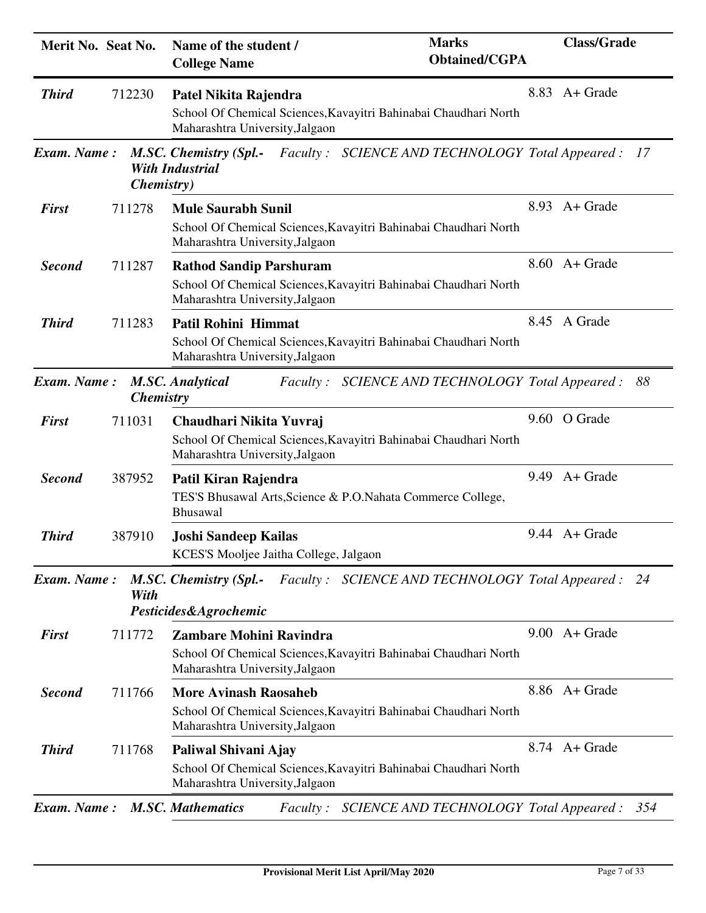| Merit No. | Seat No. | Name of the student / College Name | Marks Obtained/CGPA | Class/Grade |
|---|---|---|---|---|
| *Third* | 712230 | **Patel Nikita Rajendra**<br>School Of Chemical Sciences,Kavayitri Bahinabai Chaudhari North Maharashtra University,Jalgaon | 8.83 | A+ Grade |

**Exam. Name :** ***M.SC. Chemistry (Spl.- With Industrial Chemistry)*** *Faculty :* ***SCIENCE AND TECHNOLOGY*** *Total Appeared :* ***17***

| Merit No. | Seat No. | Name of the student / College Name | Marks Obtained/CGPA | Class/Grade |
|---|---|---|---|---|
| *First* | 711278 | **Mule Saurabh Sunil**<br>School Of Chemical Sciences,Kavayitri Bahinabai Chaudhari North Maharashtra University,Jalgaon | 8.93 | A+ Grade |
| *Second* | 711287 | **Rathod Sandip Parshuram**<br>School Of Chemical Sciences,Kavayitri Bahinabai Chaudhari North Maharashtra University,Jalgaon | 8.60 | A+ Grade |
| *Third* | 711283 | **Patil Rohini Himmat**<br>School Of Chemical Sciences,Kavayitri Bahinabai Chaudhari North Maharashtra University,Jalgaon | 8.45 | A Grade |

**Exam. Name :** ***M.SC. Analytical Chemistry*** *Faculty :* ***SCIENCE AND TECHNOLOGY*** *Total Appeared :* ***88***

| Merit No. | Seat No. | Name of the student / College Name | Marks Obtained/CGPA | Class/Grade |
|---|---|---|---|---|
| *First* | 711031 | **Chaudhari Nikita Yuvraj**<br>School Of Chemical Sciences,Kavayitri Bahinabai Chaudhari North Maharashtra University,Jalgaon | 9.60 | O Grade |
| *Second* | 387952 | **Patil Kiran Rajendra**<br>TES'S Bhusawal Arts,Science & P.O.Nahata Commerce College, Bhusawal | 9.49 | A+ Grade |
| *Third* | 387910 | **Joshi Sandeep Kailas**<br>KCES'S Mooljee Jaitha College, Jalgaon | 9.44 | A+ Grade |

**Exam. Name :** ***M.SC. Chemistry (Spl.- With Pesticides&Agrochemic*** *Faculty :* ***SCIENCE AND TECHNOLOGY*** *Total Appeared :* ***24***

| Merit No. | Seat No. | Name of the student / College Name | Marks Obtained/CGPA | Class/Grade |
|---|---|---|---|---|
| *First* | 711772 | **Zambare Mohini Ravindra**<br>School Of Chemical Sciences,Kavayitri Bahinabai Chaudhari North Maharashtra University,Jalgaon | 9.00 | A+ Grade |
| *Second* | 711766 | **More Avinash Raosaheb**<br>School Of Chemical Sciences,Kavayitri Bahinabai Chaudhari North Maharashtra University,Jalgaon | 8.86 | A+ Grade |
| *Third* | 711768 | **Paliwal Shivani Ajay**<br>School Of Chemical Sciences,Kavayitri Bahinabai Chaudhari North Maharashtra University,Jalgaon | 8.74 | A+ Grade |

**Exam. Name :** ***M.SC. Mathematics*** *Faculty :* ***SCIENCE AND TECHNOLOGY*** *Total Appeared :* ***354***

**Provisional Merit List April/May 2020**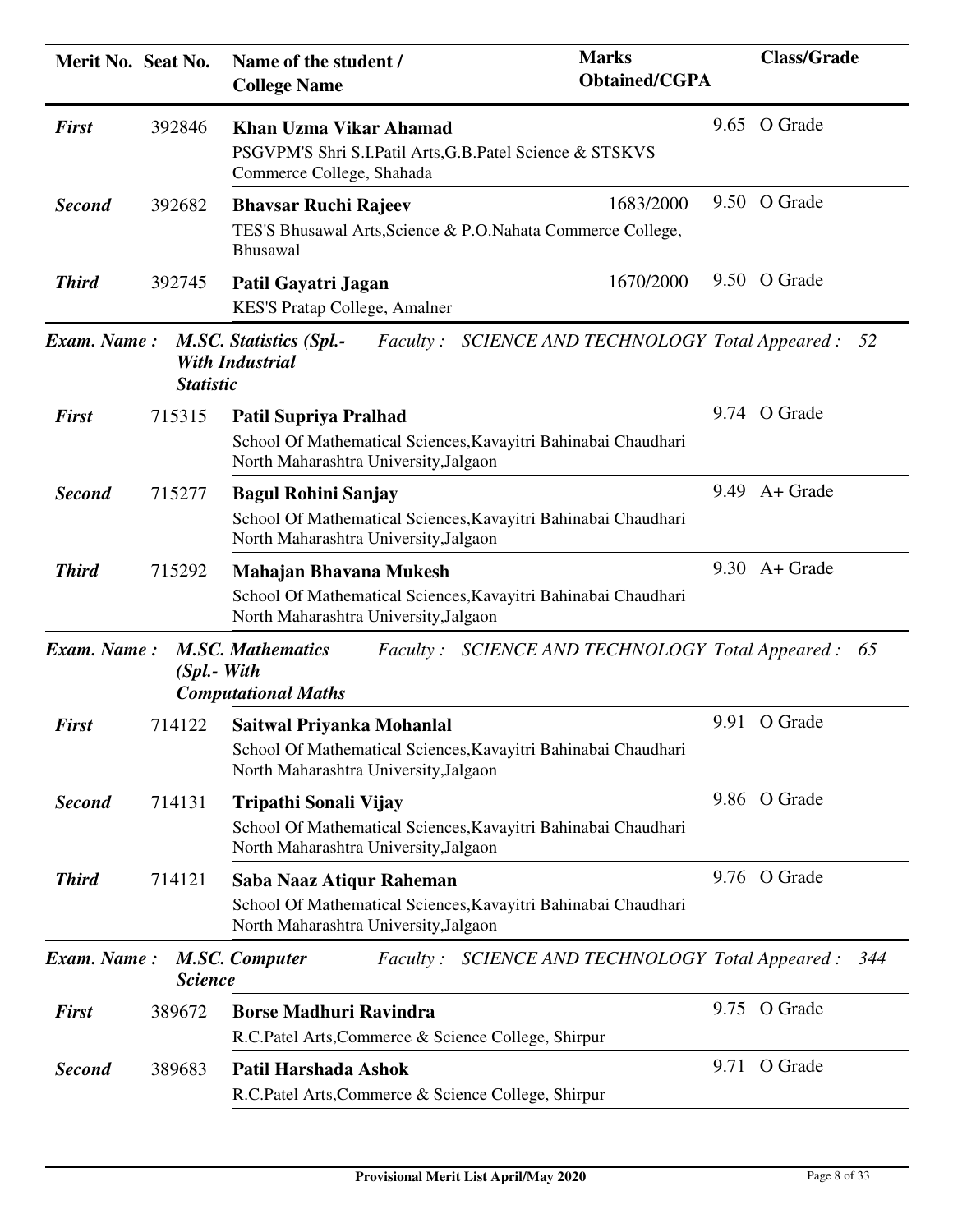| Merit No. | Seat No. | Name of the student / College Name | Marks Obtained/CGPA | | Class/Grade |
|---|---|---|---|---|---|
| *First* | 392846 | **Khan Uzma Vikar Ahamad**<br>PSGVPM'S Shri S.I.Patil Arts,G.B.Patel Science & STSKVS Commerce College, Shahada | | 9.65 | O Grade |
| *Second* | 392682 | **Bhavsar Ruchi Rajeev**<br>TES'S Bhusawal Arts,Science & P.O.Nahata Commerce College, Bhusawal | 1683/2000 | 9.50 | O Grade |
| *Third* | 392745 | **Patil Gayatri Jagan**<br>KES'S Pratap College, Amalner | 1670/2000 | 9.50 | O Grade |

***Exam. Name : M.SC. Statistics (Spl.- With Industrial Statistic*** *Faculty : SCIENCE AND TECHNOLOGY Total Appeared : 52*

| Merit No. | Seat No. | Name of the student / College Name | Marks Obtained/CGPA | | Class/Grade |
|---|---|---|---|---|---|
| *First* | 715315 | **Patil Supriya Pralhad**<br>School Of Mathematical Sciences,Kavayitri Bahinabai Chaudhari North Maharashtra University,Jalgaon | | 9.74 | O Grade |
| *Second* | 715277 | **Bagul Rohini Sanjay**<br>School Of Mathematical Sciences,Kavayitri Bahinabai Chaudhari North Maharashtra University,Jalgaon | | 9.49 | A+ Grade |
| *Third* | 715292 | **Mahajan Bhavana Mukesh**<br>School Of Mathematical Sciences,Kavayitri Bahinabai Chaudhari North Maharashtra University,Jalgaon | | 9.30 | A+ Grade |

***Exam. Name : M.SC. Mathematics (Spl.- With Computational Maths*** *Faculty : SCIENCE AND TECHNOLOGY Total Appeared : 65*

| Merit No. | Seat No. | Name of the student / College Name | Marks Obtained/CGPA | | Class/Grade |
|---|---|---|---|---|---|
| *First* | 714122 | **Saitwal Priyanka Mohanlal**<br>School Of Mathematical Sciences,Kavayitri Bahinabai Chaudhari North Maharashtra University,Jalgaon | | 9.91 | O Grade |
| *Second* | 714131 | **Tripathi Sonali Vijay**<br>School Of Mathematical Sciences,Kavayitri Bahinabai Chaudhari North Maharashtra University,Jalgaon | | 9.86 | O Grade |
| *Third* | 714121 | **Saba Naaz Atiqur Raheman**<br>School Of Mathematical Sciences,Kavayitri Bahinabai Chaudhari North Maharashtra University,Jalgaon | | 9.76 | O Grade |

***Exam. Name : M.SC. Computer Science*** *Faculty : SCIENCE AND TECHNOLOGY Total Appeared : 344*

| Merit No. | Seat No. | Name of the student / College Name | Marks Obtained/CGPA | | Class/Grade |
|---|---|---|---|---|---|
| *First* | 389672 | **Borse Madhuri Ravindra**<br>R.C.Patel Arts,Commerce & Science College, Shirpur | | 9.75 | O Grade |
| *Second* | 389683 | **Patil Harshada Ashok**<br>R.C.Patel Arts,Commerce & Science College, Shirpur | | 9.71 | O Grade |

**Provisional Merit List April/May 2020**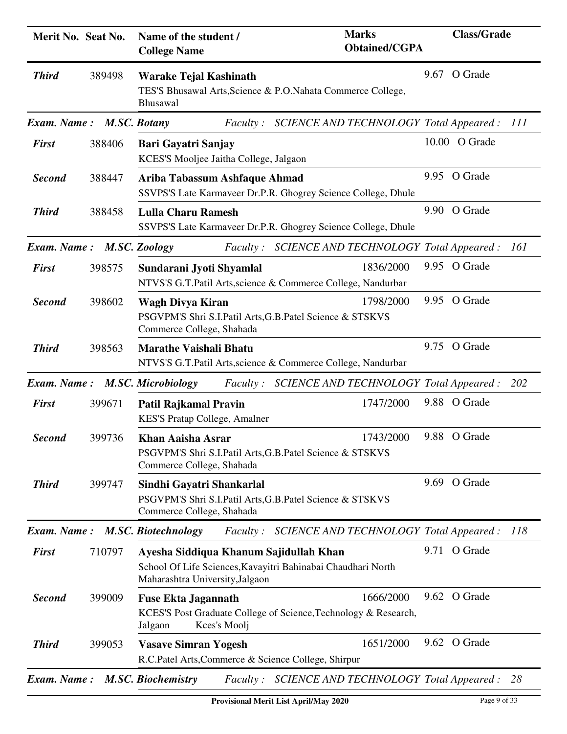| Merit No. | Seat No. | Name of the student / College Name | Marks Obtained/CGPA | Class/Grade |
|---|---|---|---|---|
| ***Third*** | 389498 | **Warake Tejal Kashinath**<br>TES'S Bhusawal Arts,Science & P.O.Nahata Commerce College, Bhusawal | | 9.67 O Grade |

***Exam. Name : M.SC. Botany*** *Faculty : SCIENCE AND TECHNOLOGY Total Appeared : 111*

| Merit No. | Seat No. | Name of the student / College Name | Marks Obtained/CGPA | Class/Grade |
|---|---|---|---|---|
| ***First*** | 388406 | **Bari Gayatri Sanjay**<br>KCES'S Mooljee Jaitha College, Jalgaon | | 10.00 O Grade |
| ***Second*** | 388447 | **Ariba Tabassum Ashfaque Ahmad**<br>SSVPS'S Late Karmaveer Dr.P.R. Ghogrey Science College, Dhule | | 9.95 O Grade |
| ***Third*** | 388458 | **Lulla Charu Ramesh**<br>SSVPS'S Late Karmaveer Dr.P.R. Ghogrey Science College, Dhule | | 9.90 O Grade |

***Exam. Name : M.SC. Zoology*** *Faculty : SCIENCE AND TECHNOLOGY Total Appeared : 161*

| Merit No. | Seat No. | Name of the student / College Name | Marks Obtained/CGPA | Class/Grade |
|---|---|---|---|---|
| ***First*** | 398575 | **Sundarani Jyoti Shyamlal**<br>NTVS'S G.T.Patil Arts,science & Commerce College, Nandurbar | 1836/2000 | 9.95 O Grade |
| ***Second*** | 398602 | **Wagh Divya Kiran**<br>PSGVPM'S Shri S.I.Patil Arts,G.B.Patel Science & STSKVS Commerce College, Shahada | 1798/2000 | 9.95 O Grade |
| ***Third*** | 398563 | **Marathe Vaishali Bhatu**<br>NTVS'S G.T.Patil Arts,science & Commerce College, Nandurbar | | 9.75 O Grade |

***Exam. Name : M.SC. Microbiology*** *Faculty : SCIENCE AND TECHNOLOGY Total Appeared : 202*

| Merit No. | Seat No. | Name of the student / College Name | Marks Obtained/CGPA | Class/Grade |
|---|---|---|---|---|
| ***First*** | 399671 | **Patil Rajkamal Pravin**<br>KES'S Pratap College, Amalner | 1747/2000 | 9.88 O Grade |
| ***Second*** | 399736 | **Khan Aaisha Asrar**<br>PSGVPM'S Shri S.I.Patil Arts,G.B.Patel Science & STSKVS Commerce College, Shahada | 1743/2000 | 9.88 O Grade |
| ***Third*** | 399747 | **Sindhi Gayatri Shankarlal**<br>PSGVPM'S Shri S.I.Patil Arts,G.B.Patel Science & STSKVS Commerce College, Shahada | | 9.69 O Grade |

***Exam. Name : M.SC. Biotechnology*** *Faculty : SCIENCE AND TECHNOLOGY Total Appeared : 118*

| Merit No. | Seat No. | Name of the student / College Name | Marks Obtained/CGPA | Class/Grade |
|---|---|---|---|---|
| ***First*** | 710797 | **Ayesha Siddiqua Khanum Sajidullah Khan**<br>School Of Life Sciences,Kavayitri Bahinabai Chaudhari North Maharashtra University,Jalgaon | | 9.71 O Grade |
| ***Second*** | 399009 | **Fuse Ekta Jagannath**<br>KCES'S Post Graduate College of Science,Technology & Research, Jalgaon Kces's Moolj | 1666/2000 | 9.62 O Grade |
| ***Third*** | 399053 | **Vasave Simran Yogesh**<br>R.C.Patel Arts,Commerce & Science College, Shirpur | 1651/2000 | 9.62 O Grade |

***Exam. Name : M.SC. Biochemistry*** *Faculty : SCIENCE AND TECHNOLOGY Total Appeared : 28*

**Provisional Merit List April/May 2020**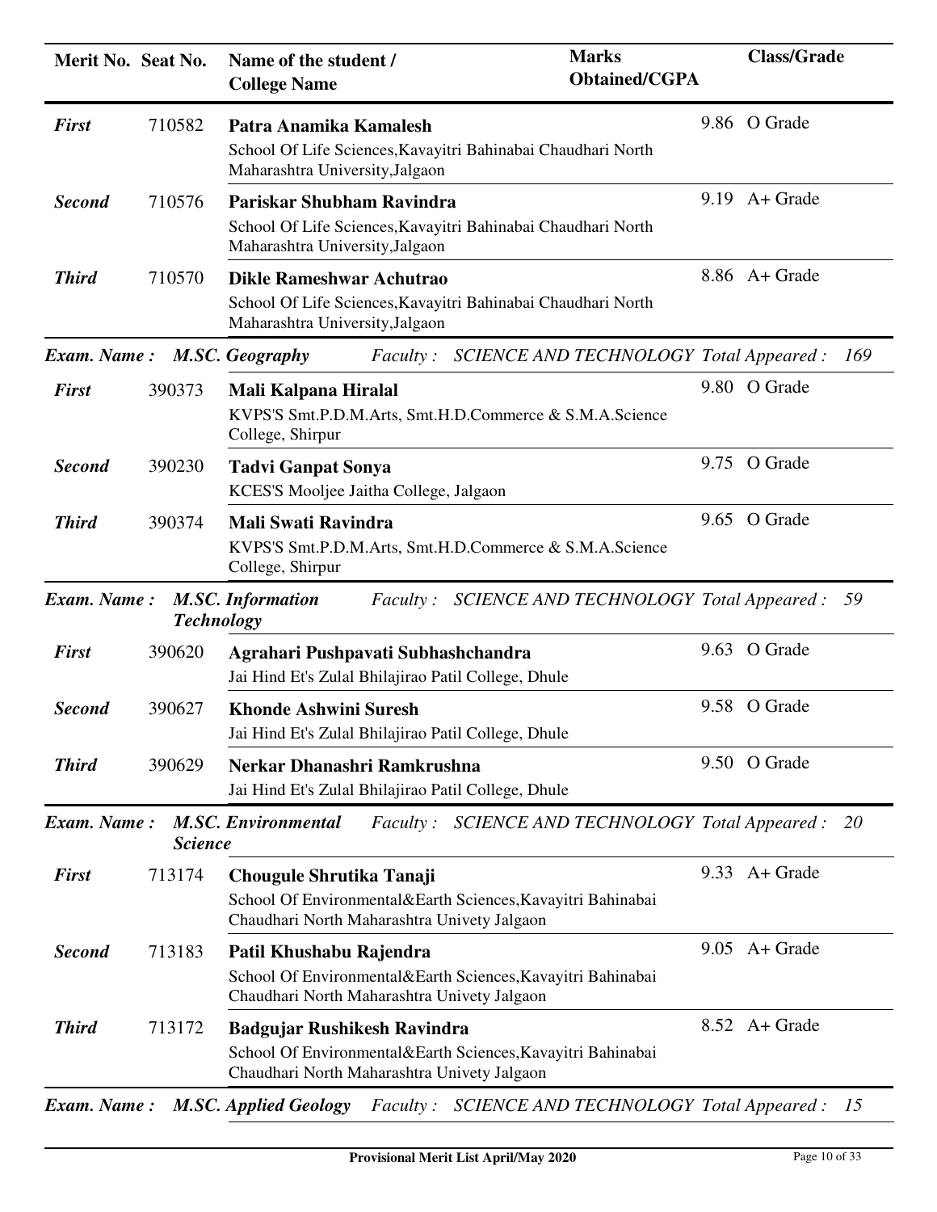| Merit No. | Seat No. | Name of the student / College Name | Marks Obtained/CGPA | Class/Grade |
|---|---|---|---|---|
| ***First*** | 710582 | **Patra Anamika Kamalesh**<br>School Of Life Sciences,Kavayitri Bahinabai Chaudhari North Maharashtra University,Jalgaon | 9.86 | O Grade |
| ***Second*** | 710576 | **Pariskar Shubham Ravindra**<br>School Of Life Sciences,Kavayitri Bahinabai Chaudhari North Maharashtra University,Jalgaon | 9.19 | A+ Grade |
| ***Third*** | 710570 | **Dikle Rameshwar Achutrao**<br>School Of Life Sciences,Kavayitri Bahinabai Chaudhari North Maharashtra University,Jalgaon | 8.86 | A+ Grade |

***Exam. Name : M.SC. Geography*** *Faculty : SCIENCE AND TECHNOLOGY Total Appeared : 169*

| Merit No. | Seat No. | Name of the student / College Name | Marks Obtained/CGPA | Class/Grade |
|---|---|---|---|---|
| ***First*** | 390373 | **Mali Kalpana Hiralal**<br>KVPS'S Smt.P.D.M.Arts, Smt.H.D.Commerce & S.M.A.Science College, Shirpur | 9.80 | O Grade |
| ***Second*** | 390230 | **Tadvi Ganpat Sonya**<br>KCES'S Mooljee Jaitha College, Jalgaon | 9.75 | O Grade |
| ***Third*** | 390374 | **Mali Swati Ravindra**<br>KVPS'S Smt.P.D.M.Arts, Smt.H.D.Commerce & S.M.A.Science College, Shirpur | 9.65 | O Grade |

***Exam. Name : M.SC. Information Technology*** *Faculty : SCIENCE AND TECHNOLOGY Total Appeared : 59*

| Merit No. | Seat No. | Name of the student / College Name | Marks Obtained/CGPA | Class/Grade |
|---|---|---|---|---|
| ***First*** | 390620 | **Agrahari Pushpavati Subhashchandra**<br>Jai Hind Et's Zulal Bhilajirao Patil College, Dhule | 9.63 | O Grade |
| ***Second*** | 390627 | **Khonde Ashwini Suresh**<br>Jai Hind Et's Zulal Bhilajirao Patil College, Dhule | 9.58 | O Grade |
| ***Third*** | 390629 | **Nerkar Dhanashri Ramkrushna**<br>Jai Hind Et's Zulal Bhilajirao Patil College, Dhule | 9.50 | O Grade |

***Exam. Name : M.SC. Environmental Science*** *Faculty : SCIENCE AND TECHNOLOGY Total Appeared : 20*

| Merit No. | Seat No. | Name of the student / College Name | Marks Obtained/CGPA | Class/Grade |
|---|---|---|---|---|
| ***First*** | 713174 | **Chougule Shrutika Tanaji**<br>School Of Environmental&Earth Sciences,Kavayitri Bahinabai Chaudhari North Maharashtra Univety Jalgaon | 9.33 | A+ Grade |
| ***Second*** | 713183 | **Patil Khushabu Rajendra**<br>School Of Environmental&Earth Sciences,Kavayitri Bahinabai Chaudhari North Maharashtra Univety Jalgaon | 9.05 | A+ Grade |
| ***Third*** | 713172 | **Badgujar Rushikesh Ravindra**<br>School Of Environmental&Earth Sciences,Kavayitri Bahinabai Chaudhari North Maharashtra Univety Jalgaon | 8.52 | A+ Grade |

***Exam. Name : M.SC. Applied Geology*** *Faculty : SCIENCE AND TECHNOLOGY Total Appeared : 15*

**Provisional Merit List April/May 2020**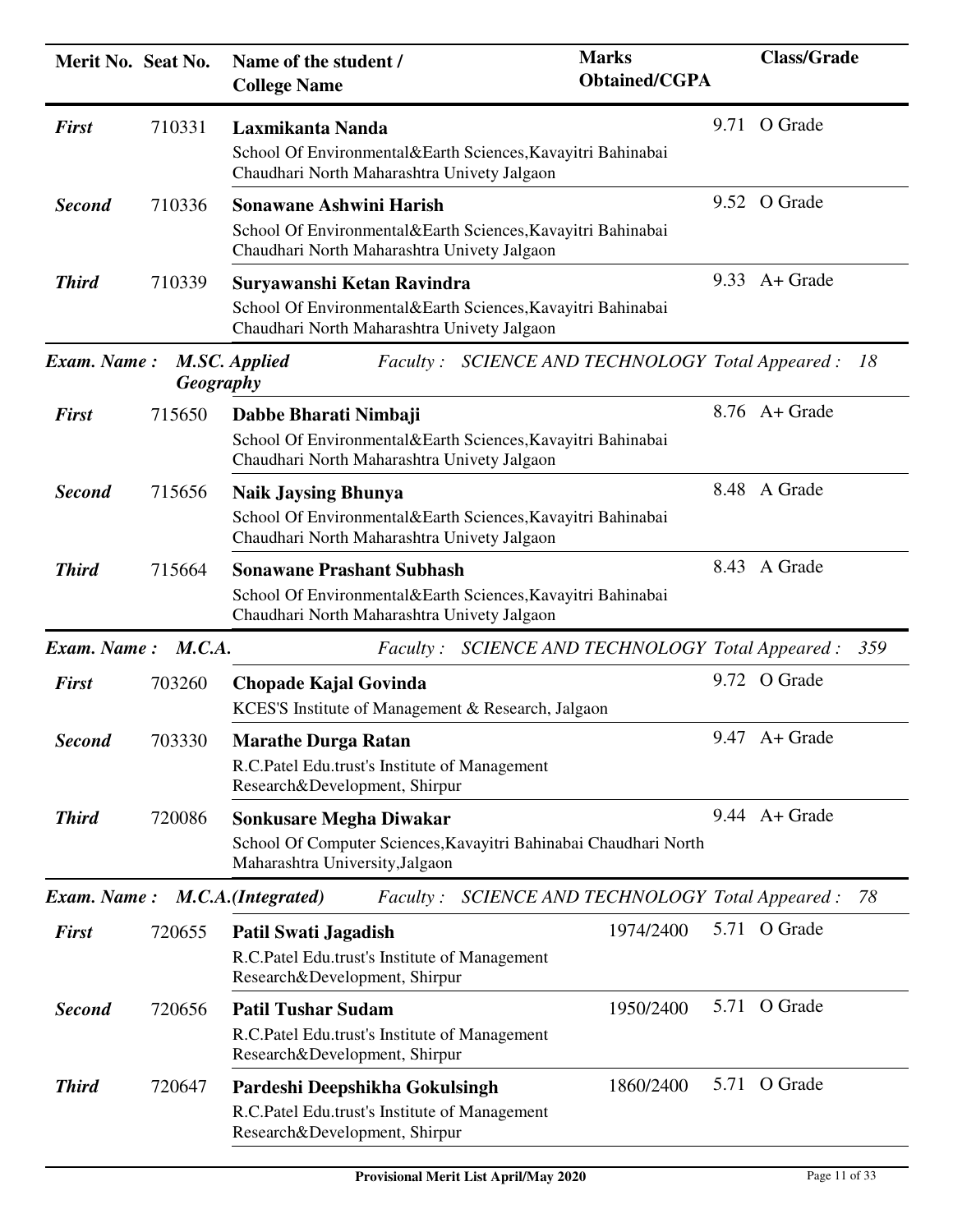| Merit No. | Seat No. | Name of the student / College Name | Marks Obtained/CGPA | | Class/Grade |
|---|---|---|---|---|---|
| ***First*** | 710331 | **Laxmikanta Nanda**<br>School Of Environmental&Earth Sciences,Kavayitri Bahinabai Chaudhari North Maharashtra Univety Jalgaon | | 9.71 | O Grade |
| ***Second*** | 710336 | **Sonawane Ashwini Harish**<br>School Of Environmental&Earth Sciences,Kavayitri Bahinabai Chaudhari North Maharashtra Univety Jalgaon | | 9.52 | O Grade |
| ***Third*** | 710339 | **Suryawanshi Ketan Ravindra**<br>School Of Environmental&Earth Sciences,Kavayitri Bahinabai Chaudhari North Maharashtra Univety Jalgaon | | 9.33 | A+ Grade |

***Exam. Name : M.SC. Applied Geography*** *Faculty : SCIENCE AND TECHNOLOGY* *Total Appeared : 18*

| Merit No. | Seat No. | Name of the student / College Name | Marks Obtained/CGPA | | Class/Grade |
|---|---|---|---|---|---|
| ***First*** | 715650 | **Dabbe Bharati Nimbaji**<br>School Of Environmental&Earth Sciences,Kavayitri Bahinabai Chaudhari North Maharashtra Univety Jalgaon | | 8.76 | A+ Grade |
| ***Second*** | 715656 | **Naik Jaysing Bhunya**<br>School Of Environmental&Earth Sciences,Kavayitri Bahinabai Chaudhari North Maharashtra Univety Jalgaon | | 8.48 | A Grade |
| ***Third*** | 715664 | **Sonawane Prashant Subhash**<br>School Of Environmental&Earth Sciences,Kavayitri Bahinabai Chaudhari North Maharashtra Univety Jalgaon | | 8.43 | A Grade |

***Exam. Name : M.C.A.*** *Faculty : SCIENCE AND TECHNOLOGY* *Total Appeared : 359*

| Merit No. | Seat No. | Name of the student / College Name | Marks Obtained/CGPA | | Class/Grade |
|---|---|---|---|---|---|
| ***First*** | 703260 | **Chopade Kajal Govinda**<br>KCES'S Institute of Management & Research, Jalgaon | | 9.72 | O Grade |
| ***Second*** | 703330 | **Marathe Durga Ratan**<br>R.C.Patel Edu.trust's Institute of Management Research&Development, Shirpur | | 9.47 | A+ Grade |
| ***Third*** | 720086 | **Sonkusare Megha Diwakar**<br>School Of Computer Sciences,Kavayitri Bahinabai Chaudhari North Maharashtra University,Jalgaon | | 9.44 | A+ Grade |

***Exam. Name : M.C.A.(Integrated)*** *Faculty : SCIENCE AND TECHNOLOGY* *Total Appeared : 78*

| Merit No. | Seat No. | Name of the student / College Name | Marks Obtained/CGPA | | Class/Grade |
|---|---|---|---|---|---|
| ***First*** | 720655 | **Patil Swati Jagadish**<br>R.C.Patel Edu.trust's Institute of Management Research&Development, Shirpur | 1974/2400 | 5.71 | O Grade |
| ***Second*** | 720656 | **Patil Tushar Sudam**<br>R.C.Patel Edu.trust's Institute of Management Research&Development, Shirpur | 1950/2400 | 5.71 | O Grade |
| ***Third*** | 720647 | **Pardeshi Deepshikha Gokulsingh**<br>R.C.Patel Edu.trust's Institute of Management Research&Development, Shirpur | 1860/2400 | 5.71 | O Grade |

**Provisional Merit List April/May 2020**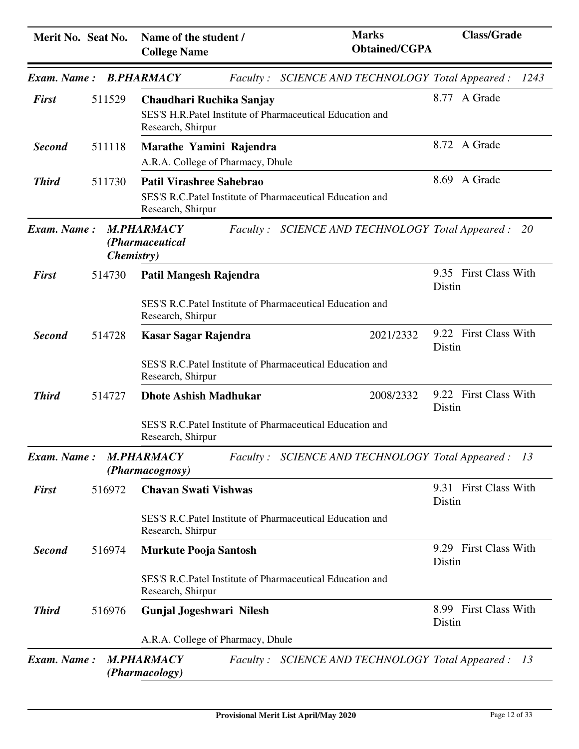| Merit No. | Seat No. | Name of the student / College Name | Marks Obtained/CGPA | Class/Grade |
|---|---|---|---|---|
| ***Exam. Name :*** | ***B.PHARMACY*** | *Faculty : SCIENCE AND TECHNOLOGY* | *Total Appeared :* | *1243* |
| ***First*** | 511529 | **Chaudhari Ruchika Sanjay**<br>SES'S H.R.Patel Institute of Pharmaceutical Education and Research, Shirpur | | 8.77 A Grade |
| ***Second*** | 511118 | **Marathe Yamini Rajendra**<br>A.R.A. College of Pharmacy, Dhule | | 8.72 A Grade |
| ***Third*** | 511730 | **Patil Virashree Sahebrao**<br>SES'S R.C.Patel Institute of Pharmaceutical Education and Research, Shirpur | | 8.69 A Grade |
| ***Exam. Name :*** | ***M.PHARMACY (Pharmaceutical Chemistry)*** | *Faculty : SCIENCE AND TECHNOLOGY* | *Total Appeared :* | *20* |
| ***First*** | 514730 | **Patil Mangesh Rajendra**<br>SES'S R.C.Patel Institute of Pharmaceutical Education and Research, Shirpur | | 9.35 First Class With Distin |
| ***Second*** | 514728 | **Kasar Sagar Rajendra**<br>SES'S R.C.Patel Institute of Pharmaceutical Education and Research, Shirpur | 2021/2332 | 9.22 First Class With Distin |
| ***Third*** | 514727 | **Dhote Ashish Madhukar**<br>SES'S R.C.Patel Institute of Pharmaceutical Education and Research, Shirpur | 2008/2332 | 9.22 First Class With Distin |
| ***Exam. Name :*** | ***M.PHARMACY (Pharmacognosy)*** | *Faculty : SCIENCE AND TECHNOLOGY* | *Total Appeared :* | *13* |
| ***First*** | 516972 | **Chavan Swati Vishwas**<br>SES'S R.C.Patel Institute of Pharmaceutical Education and Research, Shirpur | | 9.31 First Class With Distin |
| ***Second*** | 516974 | **Murkute Pooja Santosh**<br>SES'S R.C.Patel Institute of Pharmaceutical Education and Research, Shirpur | | 9.29 First Class With Distin |
| ***Third*** | 516976 | **Gunjal Jogeshwari Nilesh**<br>A.R.A. College of Pharmacy, Dhule | | 8.99 First Class With Distin |
| ***Exam. Name :*** | ***M.PHARMACY (Pharmacology)*** | *Faculty : SCIENCE AND TECHNOLOGY* | *Total Appeared :* | *13* |

**Provisional Merit List April/May 2020**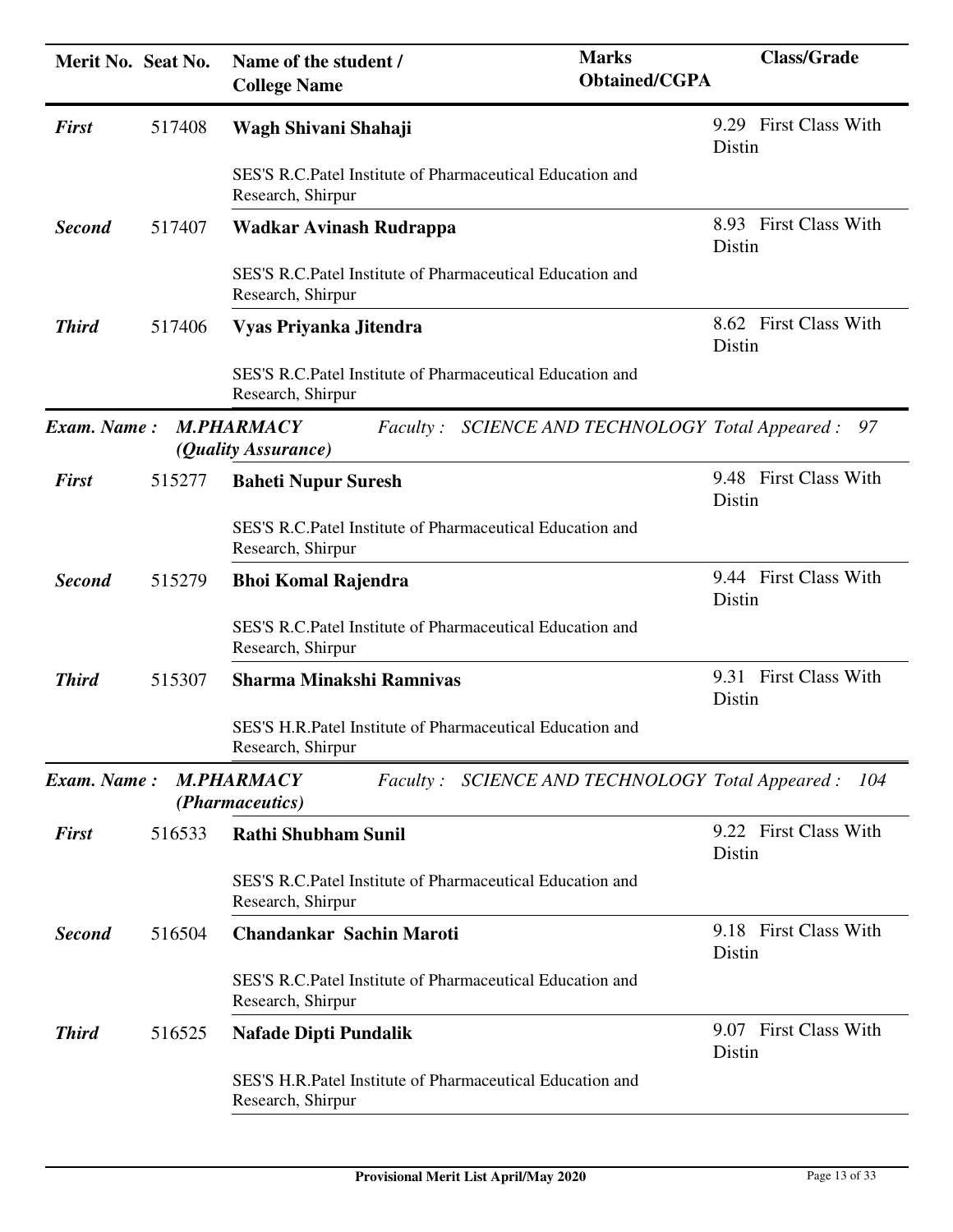| Merit No. | Seat No. | Name of the student / College Name | Marks Obtained/CGPA | Class/Grade |
|---|---|---|---|---|
| ***First*** | 517408 | **Wagh Shivani Shahaji** | 9.29 | First Class With Distin |
| | | SES'S R.C.Patel Institute of Pharmaceutical Education and Research, Shirpur | | |
| ***Second*** | 517407 | **Wadkar Avinash Rudrappa** | 8.93 | First Class With Distin |
| | | SES'S R.C.Patel Institute of Pharmaceutical Education and Research, Shirpur | | |
| ***Third*** | 517406 | **Vyas Priyanka Jitendra** | 8.62 | First Class With Distin |
| | | SES'S R.C.Patel Institute of Pharmaceutical Education and Research, Shirpur | | |

***Exam. Name :*** ***M.PHARMACY (Quality Assurance)*** *Faculty :* *SCIENCE AND TECHNOLOGY* *Total Appeared :* *97*

| Merit No. | Seat No. | Name of the student / College Name | Marks Obtained/CGPA | Class/Grade |
|---|---|---|---|---|
| ***First*** | 515277 | **Baheti Nupur Suresh** | 9.48 | First Class With Distin |
| | | SES'S R.C.Patel Institute of Pharmaceutical Education and Research, Shirpur | | |
| ***Second*** | 515279 | **Bhoi Komal Rajendra** | 9.44 | First Class With Distin |
| | | SES'S R.C.Patel Institute of Pharmaceutical Education and Research, Shirpur | | |
| ***Third*** | 515307 | **Sharma Minakshi Ramnivas** | 9.31 | First Class With Distin |
| | | SES'S H.R.Patel Institute of Pharmaceutical Education and Research, Shirpur | | |

***Exam. Name :*** ***M.PHARMACY (Pharmaceutics)*** *Faculty :* *SCIENCE AND TECHNOLOGY* *Total Appeared :* *104*

| Merit No. | Seat No. | Name of the student / College Name | Marks Obtained/CGPA | Class/Grade |
|---|---|---|---|---|
| ***First*** | 516533 | **Rathi Shubham Sunil** | 9.22 | First Class With Distin |
| | | SES'S R.C.Patel Institute of Pharmaceutical Education and Research, Shirpur | | |
| ***Second*** | 516504 | **Chandankar Sachin Maroti** | 9.18 | First Class With Distin |
| | | SES'S R.C.Patel Institute of Pharmaceutical Education and Research, Shirpur | | |
| ***Third*** | 516525 | **Nafade Dipti Pundalik** | 9.07 | First Class With Distin |
| | | SES'S H.R.Patel Institute of Pharmaceutical Education and Research, Shirpur | | |

**Provisional Merit List April/May 2020**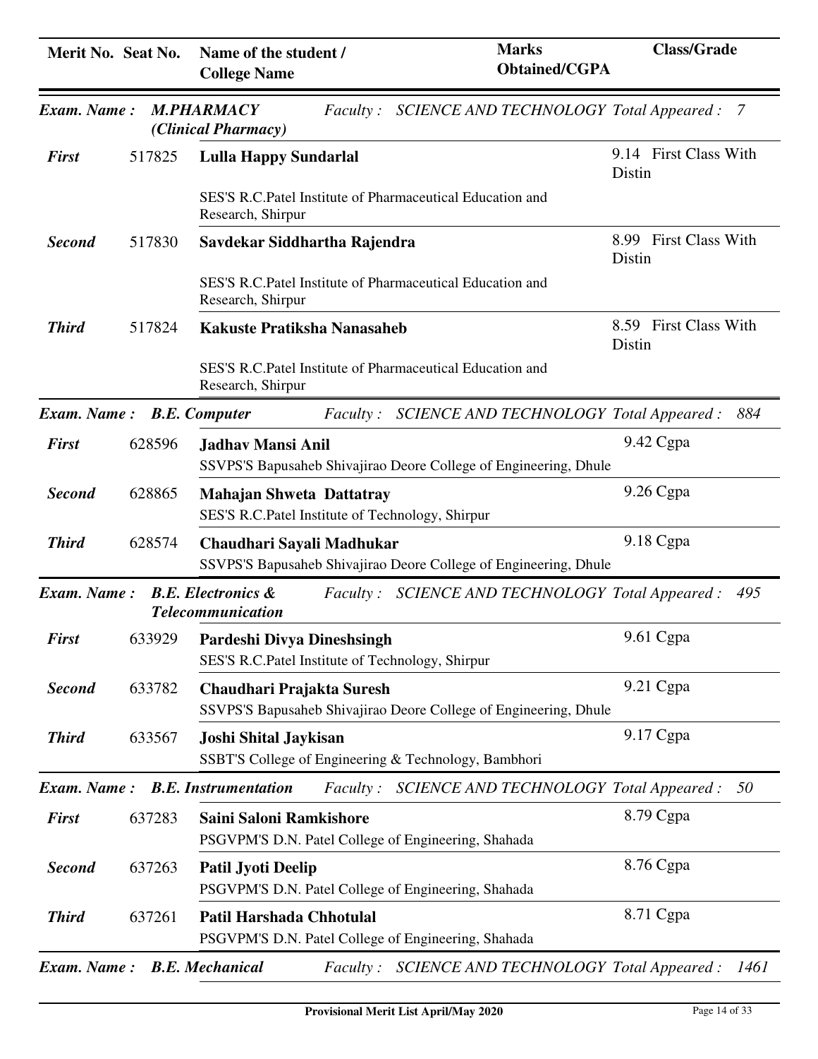| Merit No. | Seat No. | Name of the student / College Name | Marks Obtained/CGPA | Class/Grade |
|---|---|---|---|---|
| ***Exam. Name :*** | | ***M.PHARMACY (Clinical Pharmacy)*** *Faculty : SCIENCE AND TECHNOLOGY* | *Total Appeared :* | *7* |
| ***First*** | 517825 | **Lulla Happy Sundarlal**<br>SES'S R.C.Patel Institute of Pharmaceutical Education and Research, Shirpur | 9.14 | First Class With Distin |
| ***Second*** | 517830 | **Savdekar Siddhartha Rajendra**<br>SES'S R.C.Patel Institute of Pharmaceutical Education and Research, Shirpur | 8.99 | First Class With Distin |
| ***Third*** | 517824 | **Kakuste Pratiksha Nanasaheb**<br>SES'S R.C.Patel Institute of Pharmaceutical Education and Research, Shirpur | 8.59 | First Class With Distin |
| ***Exam. Name :*** | | ***B.E. Computer*** *Faculty : SCIENCE AND TECHNOLOGY* | *Total Appeared :* | *884* |
| ***First*** | 628596 | **Jadhav Mansi Anil**<br>SSVPS'S Bapusaheb Shivajirao Deore College of Engineering, Dhule | 9.42 Cgpa | |
| ***Second*** | 628865 | **Mahajan Shweta Dattatray**<br>SES'S R.C.Patel Institute of Technology, Shirpur | 9.26 Cgpa | |
| ***Third*** | 628574 | **Chaudhari Sayali Madhukar**<br>SSVPS'S Bapusaheb Shivajirao Deore College of Engineering, Dhule | 9.18 Cgpa | |
| ***Exam. Name :*** | | ***B.E. Electronics & Telecommunication*** *Faculty : SCIENCE AND TECHNOLOGY* | *Total Appeared :* | *495* |
| ***First*** | 633929 | **Pardeshi Divya Dineshsingh**<br>SES'S R.C.Patel Institute of Technology, Shirpur | 9.61 Cgpa | |
| ***Second*** | 633782 | **Chaudhari Prajakta Suresh**<br>SSVPS'S Bapusaheb Shivajirao Deore College of Engineering, Dhule | 9.21 Cgpa | |
| ***Third*** | 633567 | **Joshi Shital Jaykisan**<br>SSBT'S College of Engineering & Technology, Bambhori | 9.17 Cgpa | |
| ***Exam. Name :*** | | ***B.E. Instrumentation*** *Faculty : SCIENCE AND TECHNOLOGY* | *Total Appeared :* | *50* |
| ***First*** | 637283 | **Saini Saloni Ramkishore**<br>PSGVPM'S D.N. Patel College of Engineering, Shahada | 8.79 Cgpa | |
| ***Second*** | 637263 | **Patil Jyoti Deelip**<br>PSGVPM'S D.N. Patel College of Engineering, Shahada | 8.76 Cgpa | |
| ***Third*** | 637261 | **Patil Harshada Chhotulal**<br>PSGVPM'S D.N. Patel College of Engineering, Shahada | 8.71 Cgpa | |
| ***Exam. Name :*** | | ***B.E. Mechanical*** *Faculty : SCIENCE AND TECHNOLOGY* | *Total Appeared :* | *1461* |

**Provisional Merit List April/May 2020**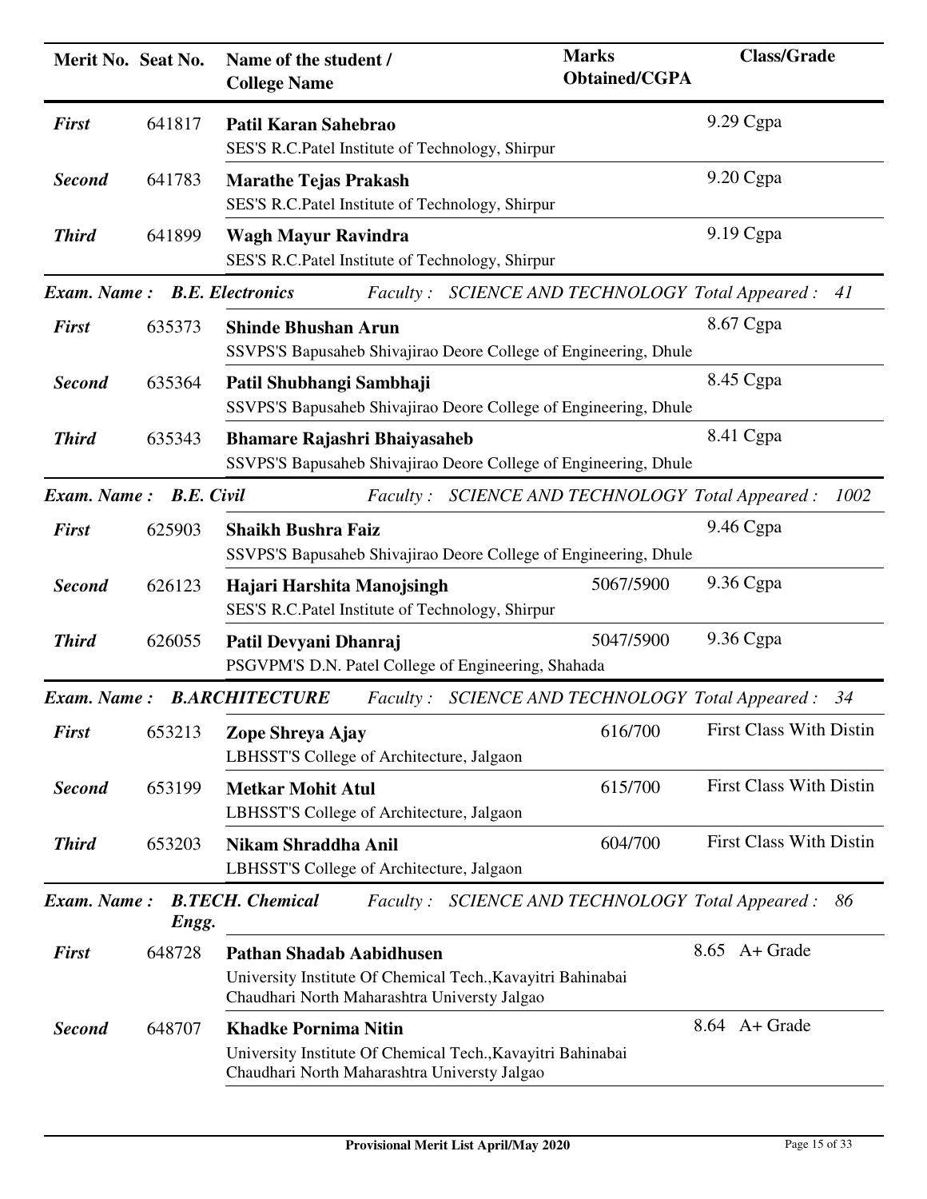| Merit No. | Seat No. | Name of the student / College Name | Marks Obtained/CGPA | Class/Grade |
|---|---|---|---|---|
| ***First*** | 641817 | **Patil Karan Sahebrao**<br>SES'S R.C.Patel Institute of Technology, Shirpur | | 9.29 Cgpa |
| ***Second*** | 641783 | **Marathe Tejas Prakash**<br>SES'S R.C.Patel Institute of Technology, Shirpur | | 9.20 Cgpa |
| ***Third*** | 641899 | **Wagh Mayur Ravindra**<br>SES'S R.C.Patel Institute of Technology, Shirpur | | 9.19 Cgpa |

***Exam. Name : B.E. Electronics*** *Faculty : SCIENCE AND TECHNOLOGY Total Appeared : 41*

| Merit No. | Seat No. | Name of the student / College Name | Marks Obtained/CGPA | Class/Grade |
|---|---|---|---|---|
| ***First*** | 635373 | **Shinde Bhushan Arun**<br>SSVPS'S Bapusaheb Shivajirao Deore College of Engineering, Dhule | | 8.67 Cgpa |
| ***Second*** | 635364 | **Patil Shubhangi Sambhaji**<br>SSVPS'S Bapusaheb Shivajirao Deore College of Engineering, Dhule | | 8.45 Cgpa |
| ***Third*** | 635343 | **Bhamare Rajashri Bhaiyasaheb**<br>SSVPS'S Bapusaheb Shivajirao Deore College of Engineering, Dhule | | 8.41 Cgpa |

***Exam. Name : B.E. Civil*** *Faculty : SCIENCE AND TECHNOLOGY Total Appeared : 1002*

| Merit No. | Seat No. | Name of the student / College Name | Marks Obtained/CGPA | Class/Grade |
|---|---|---|---|---|
| ***First*** | 625903 | **Shaikh Bushra Faiz**<br>SSVPS'S Bapusaheb Shivajirao Deore College of Engineering, Dhule | | 9.46 Cgpa |
| ***Second*** | 626123 | **Hajari Harshita Manojsingh**<br>SES'S R.C.Patel Institute of Technology, Shirpur | 5067/5900 | 9.36 Cgpa |
| ***Third*** | 626055 | **Patil Devyani Dhanraj**<br>PSGVPM'S D.N. Patel College of Engineering, Shahada | 5047/5900 | 9.36 Cgpa |

***Exam. Name : B.ARCHITECTURE*** *Faculty : SCIENCE AND TECHNOLOGY Total Appeared : 34*

| Merit No. | Seat No. | Name of the student / College Name | Marks Obtained/CGPA | Class/Grade |
|---|---|---|---|---|
| ***First*** | 653213 | **Zope Shreya Ajay**<br>LBHSST'S College of Architecture, Jalgaon | 616/700 | First Class With Distin |
| ***Second*** | 653199 | **Metkar Mohit Atul**<br>LBHSST'S College of Architecture, Jalgaon | 615/700 | First Class With Distin |
| ***Third*** | 653203 | **Nikam Shraddha Anil**<br>LBHSST'S College of Architecture, Jalgaon | 604/700 | First Class With Distin |

***Exam. Name : B.TECH. Chemical Engg.*** *Faculty : SCIENCE AND TECHNOLOGY Total Appeared : 86*

| Merit No. | Seat No. | Name of the student / College Name | Marks Obtained/CGPA | Class/Grade |
|---|---|---|---|---|
| ***First*** | 648728 | **Pathan Shadab Aabidhusen**<br>University Institute Of Chemical Tech.,Kavayitri Bahinabai Chaudhari North Maharashtra Universty Jalgao | | 8.65 A+ Grade |
| ***Second*** | 648707 | **Khadke Pornima Nitin**<br>University Institute Of Chemical Tech.,Kavayitri Bahinabai Chaudhari North Maharashtra Universty Jalgao | | 8.64 A+ Grade |

**Provisional Merit List April/May 2020**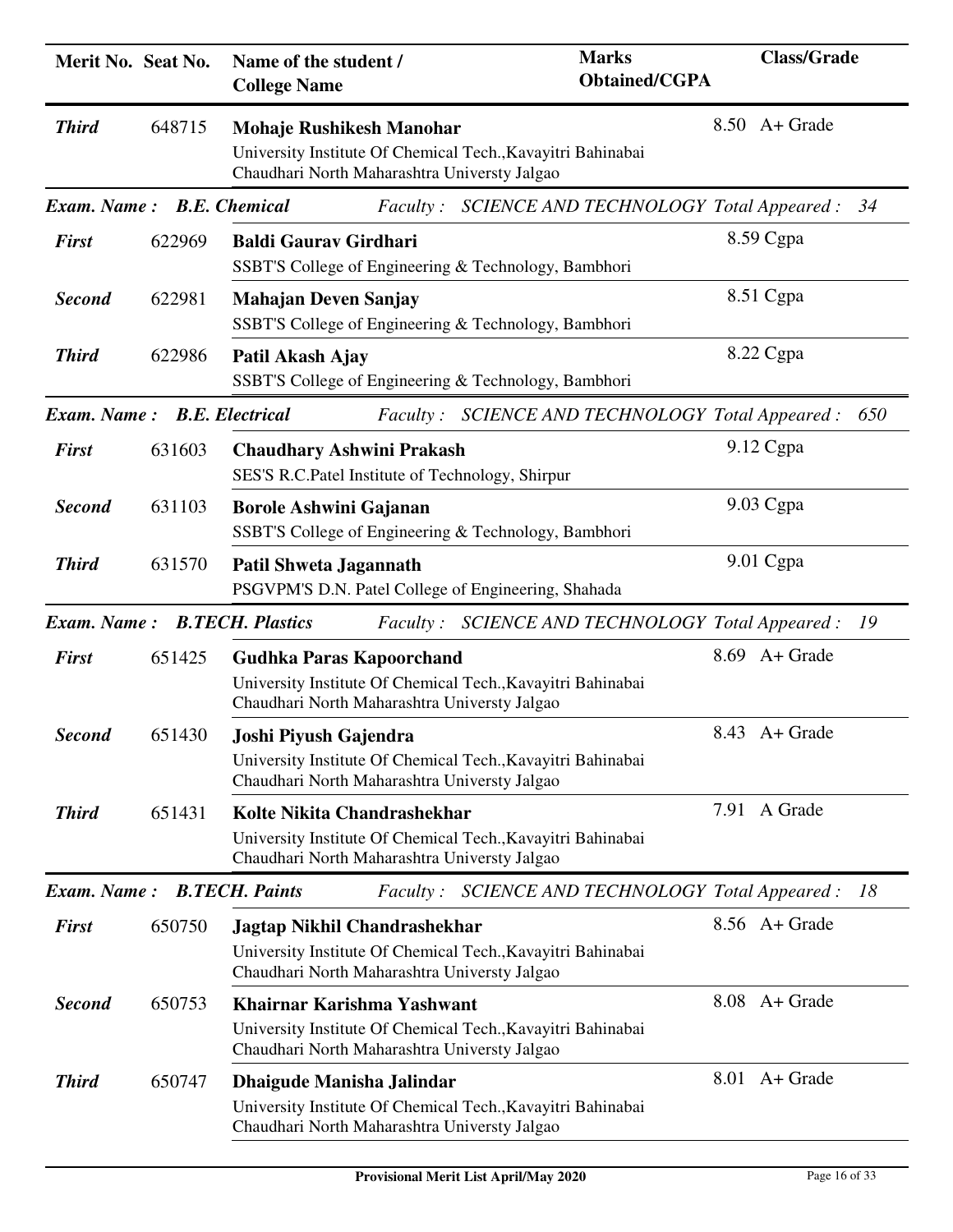| Merit No. | Seat No. | Name of the student / College Name | Marks Obtained/CGPA | Class/Grade |
|---|---|---|---|---|
| *Third* | 648715 | **Mohaje Rushikesh Manohar**<br>University Institute Of Chemical Tech.,Kavayitri Bahinabai Chaudhari North Maharashtra Universty Jalgao | 8.50 | A+ Grade |

**Exam. Name : B.E. Chemical** *Faculty : SCIENCE AND TECHNOLOGY Total Appeared : 34*

| Merit No. | Seat No. | Name of the student / College Name | Marks Obtained/CGPA | Class/Grade |
|---|---|---|---|---|
| *First* | 622969 | **Baldi Gaurav Girdhari**<br>SSBT'S College of Engineering & Technology, Bambhori | 8.59 Cgpa | |
| *Second* | 622981 | **Mahajan Deven Sanjay**<br>SSBT'S College of Engineering & Technology, Bambhori | 8.51 Cgpa | |
| *Third* | 622986 | **Patil Akash Ajay**<br>SSBT'S College of Engineering & Technology, Bambhori | 8.22 Cgpa | |

**Exam. Name : B.E. Electrical** *Faculty : SCIENCE AND TECHNOLOGY Total Appeared : 650*

| Merit No. | Seat No. | Name of the student / College Name | Marks Obtained/CGPA | Class/Grade |
|---|---|---|---|---|
| *First* | 631603 | **Chaudhary Ashwini Prakash**<br>SES'S R.C.Patel Institute of Technology, Shirpur | 9.12 Cgpa | |
| *Second* | 631103 | **Borole Ashwini Gajanan**<br>SSBT'S College of Engineering & Technology, Bambhori | 9.03 Cgpa | |
| *Third* | 631570 | **Patil Shweta Jagannath**<br>PSGVPM'S D.N. Patel College of Engineering, Shahada | 9.01 Cgpa | |

**Exam. Name : B.TECH. Plastics** *Faculty : SCIENCE AND TECHNOLOGY Total Appeared : 19*

| Merit No. | Seat No. | Name of the student / College Name | Marks Obtained/CGPA | Class/Grade |
|---|---|---|---|---|
| *First* | 651425 | **Gudhka Paras Kapoorchand**<br>University Institute Of Chemical Tech.,Kavayitri Bahinabai Chaudhari North Maharashtra Universty Jalgao | 8.69 | A+ Grade |
| *Second* | 651430 | **Joshi Piyush Gajendra**<br>University Institute Of Chemical Tech.,Kavayitri Bahinabai Chaudhari North Maharashtra Universty Jalgao | 8.43 | A+ Grade |
| *Third* | 651431 | **Kolte Nikita Chandrashekhar**<br>University Institute Of Chemical Tech.,Kavayitri Bahinabai Chaudhari North Maharashtra Universty Jalgao | 7.91 | A Grade |

**Exam. Name : B.TECH. Paints** *Faculty : SCIENCE AND TECHNOLOGY Total Appeared : 18*

| Merit No. | Seat No. | Name of the student / College Name | Marks Obtained/CGPA | Class/Grade |
|---|---|---|---|---|
| *First* | 650750 | **Jagtap Nikhil Chandrashekhar**<br>University Institute Of Chemical Tech.,Kavayitri Bahinabai Chaudhari North Maharashtra Universty Jalgao | 8.56 | A+ Grade |
| *Second* | 650753 | **Khairnar Karishma Yashwant**<br>University Institute Of Chemical Tech.,Kavayitri Bahinabai Chaudhari North Maharashtra Universty Jalgao | 8.08 | A+ Grade |
| *Third* | 650747 | **Dhaigude Manisha Jalindar**<br>University Institute Of Chemical Tech.,Kavayitri Bahinabai Chaudhari North Maharashtra Universty Jalgao | 8.01 | A+ Grade |

**Provisional Merit List April/May 2020**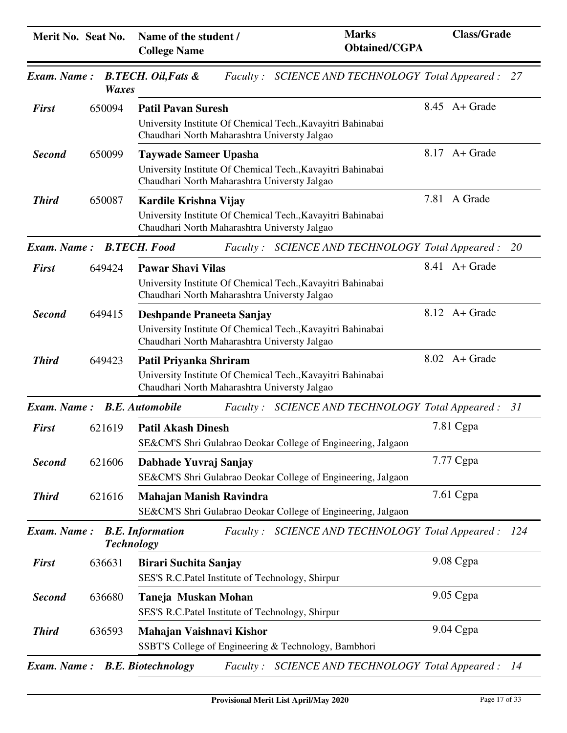| Merit No. | Seat No. | Name of the student / College Name | Marks Obtained/CGPA | Class/Grade |
|---|---|---|---|---|
| ***Exam. Name :*** | ***B.TECH. Oil,Fats & Waxes*** | ***Faculty : SCIENCE AND TECHNOLOGY*** | ***Total Appeared :*** | ***27*** |
| ***First*** | 650094 | **Patil Pavan Suresh**<br>University Institute Of Chemical Tech.,Kavayitri Bahinabai Chaudhari North Maharashtra Universty Jalgao | 8.45 | A+ Grade |
| ***Second*** | 650099 | **Taywade Sameer Upasha**<br>University Institute Of Chemical Tech.,Kavayitri Bahinabai Chaudhari North Maharashtra Universty Jalgao | 8.17 | A+ Grade |
| ***Third*** | 650087 | **Kardile Krishna Vijay**<br>University Institute Of Chemical Tech.,Kavayitri Bahinabai Chaudhari North Maharashtra Universty Jalgao | 7.81 | A Grade |
| ***Exam. Name :*** | ***B.TECH. Food*** | ***Faculty : SCIENCE AND TECHNOLOGY*** | ***Total Appeared :*** | ***20*** |
| ***First*** | 649424 | **Pawar Shavi Vilas**<br>University Institute Of Chemical Tech.,Kavayitri Bahinabai Chaudhari North Maharashtra Universty Jalgao | 8.41 | A+ Grade |
| ***Second*** | 649415 | **Deshpande Praneeta Sanjay**<br>University Institute Of Chemical Tech.,Kavayitri Bahinabai Chaudhari North Maharashtra Universty Jalgao | 8.12 | A+ Grade |
| ***Third*** | 649423 | **Patil Priyanka Shriram**<br>University Institute Of Chemical Tech.,Kavayitri Bahinabai Chaudhari North Maharashtra Universty Jalgao | 8.02 | A+ Grade |
| ***Exam. Name :*** | ***B.E. Automobile*** | ***Faculty : SCIENCE AND TECHNOLOGY*** | ***Total Appeared :*** | ***31*** |
| ***First*** | 621619 | **Patil Akash Dinesh**<br>SE&CM'S Shri Gulabrao Deokar College of Engineering, Jalgaon | 7.81 Cgpa | |
| ***Second*** | 621606 | **Dabhade Yuvraj Sanjay**<br>SE&CM'S Shri Gulabrao Deokar College of Engineering, Jalgaon | 7.77 Cgpa | |
| ***Third*** | 621616 | **Mahajan Manish Ravindra**<br>SE&CM'S Shri Gulabrao Deokar College of Engineering, Jalgaon | 7.61 Cgpa | |
| ***Exam. Name :*** | ***B.E. Information Technology*** | ***Faculty : SCIENCE AND TECHNOLOGY*** | ***Total Appeared :*** | ***124*** |
| ***First*** | 636631 | **Birari Suchita Sanjay**<br>SES'S R.C.Patel Institute of Technology, Shirpur | 9.08 Cgpa | |
| ***Second*** | 636680 | **Taneja Muskan Mohan**<br>SES'S R.C.Patel Institute of Technology, Shirpur | 9.05 Cgpa | |
| ***Third*** | 636593 | **Mahajan Vaishnavi Kishor**<br>SSBT'S College of Engineering & Technology, Bambhori | 9.04 Cgpa | |
| ***Exam. Name :*** | ***B.E. Biotechnology*** | ***Faculty : SCIENCE AND TECHNOLOGY*** | ***Total Appeared :*** | ***14*** |

Provisional Merit List April/May 2020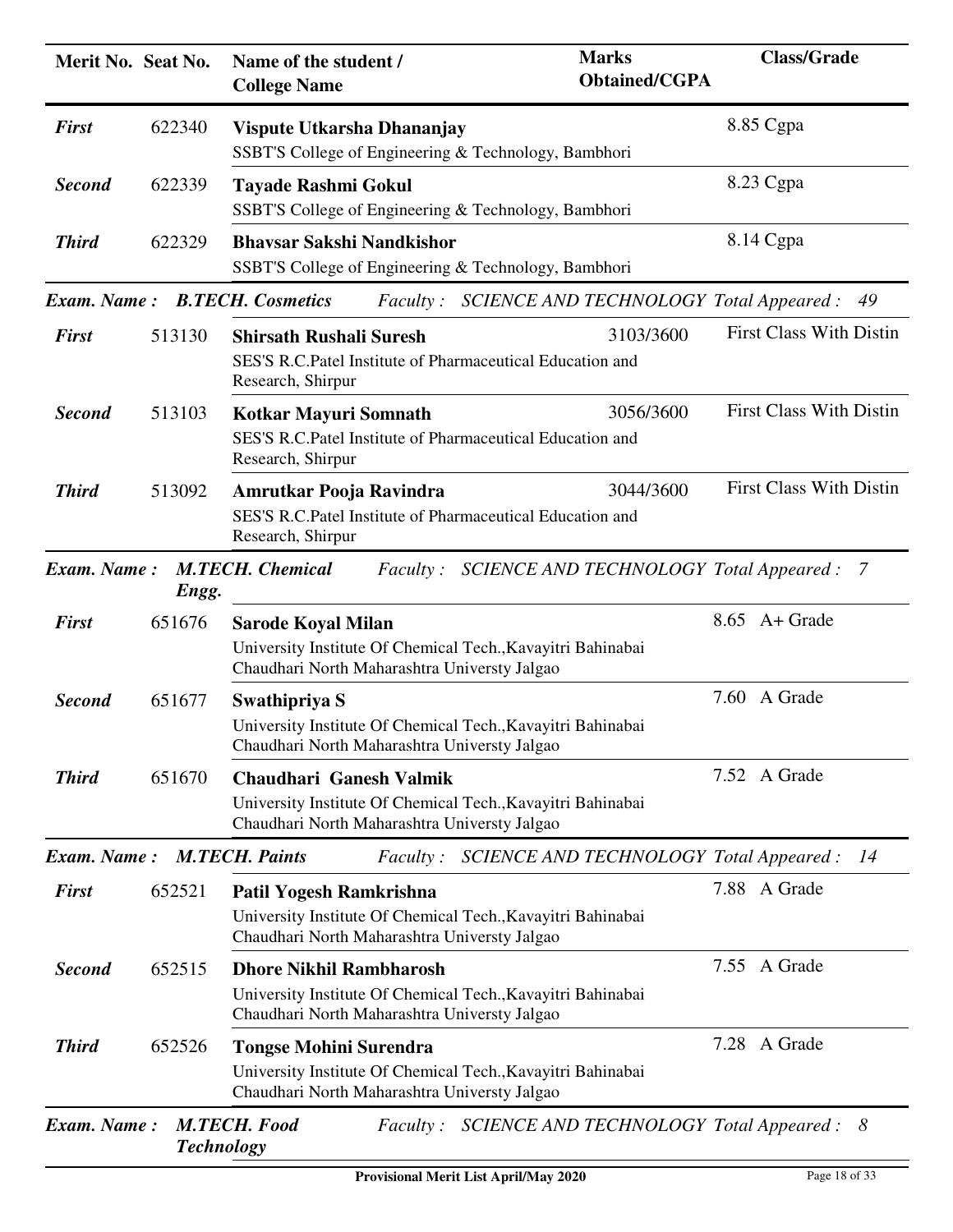| Merit No. | Seat No. | Name of the student / College Name | Marks Obtained/CGPA | Class/Grade |
|---|---|---|---|---|
| *First* | 622340 | **Vispute Utkarsha Dhananjay**<br>SSBT'S College of Engineering & Technology, Bambhori | | 8.85 Cgpa |
| *Second* | 622339 | **Tayade Rashmi Gokul**<br>SSBT'S College of Engineering & Technology, Bambhori | | 8.23 Cgpa |
| *Third* | 622329 | **Bhavsar Sakshi Nandkishor**<br>SSBT'S College of Engineering & Technology, Bambhori | | 8.14 Cgpa |

***Exam. Name : B.TECH. Cosmetics*** *Faculty : SCIENCE AND TECHNOLOGY Total Appeared : 49*

| Merit No. | Seat No. | Name of the student / College Name | Marks Obtained/CGPA | Class/Grade |
|---|---|---|---|---|
| *First* | 513130 | **Shirsath Rushali Suresh**<br>SES'S R.C.Patel Institute of Pharmaceutical Education and Research, Shirpur | 3103/3600 | First Class With Distin |
| *Second* | 513103 | **Kotkar Mayuri Somnath**<br>SES'S R.C.Patel Institute of Pharmaceutical Education and Research, Shirpur | 3056/3600 | First Class With Distin |
| *Third* | 513092 | **Amrutkar Pooja Ravindra**<br>SES'S R.C.Patel Institute of Pharmaceutical Education and Research, Shirpur | 3044/3600 | First Class With Distin |

***Exam. Name : M.TECH. Chemical Engg.*** *Faculty : SCIENCE AND TECHNOLOGY Total Appeared : 7*

| Merit No. | Seat No. | Name of the student / College Name | Marks Obtained/CGPA | Class/Grade |
|---|---|---|---|---|
| *First* | 651676 | **Sarode Koyal Milan**<br>University Institute Of Chemical Tech.,Kavayitri Bahinabai Chaudhari North Maharashtra Universty Jalgao | | 8.65 A+ Grade |
| *Second* | 651677 | **Swathipriya S**<br>University Institute Of Chemical Tech.,Kavayitri Bahinabai Chaudhari North Maharashtra Universty Jalgao | | 7.60 A Grade |
| *Third* | 651670 | **Chaudhari Ganesh Valmik**<br>University Institute Of Chemical Tech.,Kavayitri Bahinabai Chaudhari North Maharashtra Universty Jalgao | | 7.52 A Grade |

***Exam. Name : M.TECH. Paints*** *Faculty : SCIENCE AND TECHNOLOGY Total Appeared : 14*

| Merit No. | Seat No. | Name of the student / College Name | Marks Obtained/CGPA | Class/Grade |
|---|---|---|---|---|
| *First* | 652521 | **Patil Yogesh Ramkrishna**<br>University Institute Of Chemical Tech.,Kavayitri Bahinabai Chaudhari North Maharashtra Universty Jalgao | | 7.88 A Grade |
| *Second* | 652515 | **Dhore Nikhil Rambharosh**<br>University Institute Of Chemical Tech.,Kavayitri Bahinabai Chaudhari North Maharashtra Universty Jalgao | | 7.55 A Grade |
| *Third* | 652526 | **Tongse Mohini Surendra**<br>University Institute Of Chemical Tech.,Kavayitri Bahinabai Chaudhari North Maharashtra Universty Jalgao | | 7.28 A Grade |

***Exam. Name : M.TECH. Food Technology*** *Faculty : SCIENCE AND TECHNOLOGY Total Appeared : 8*

**Provisional Merit List April/May 2020**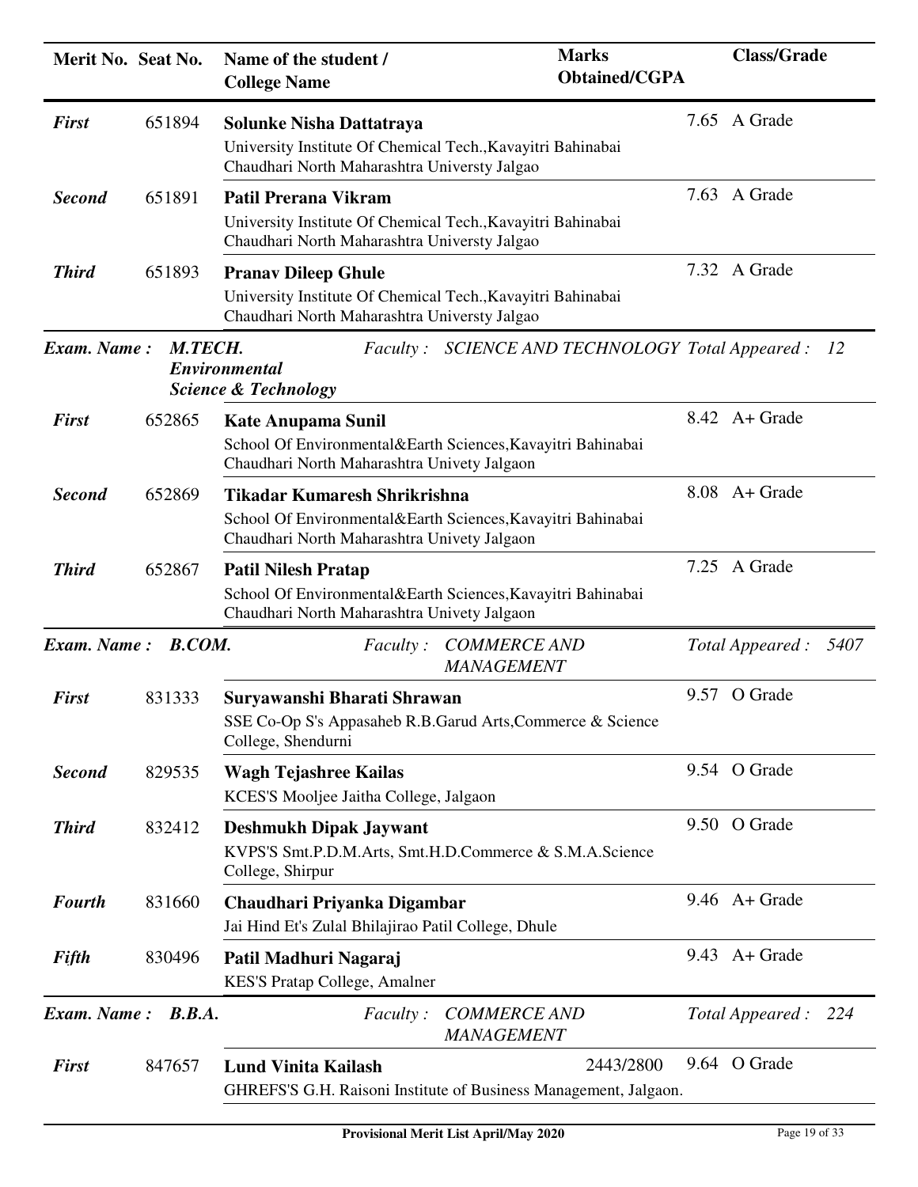| Merit No. | Seat No. | Name of the student / College Name | Marks Obtained/CGPA | Class/Grade |
|---|---|---|---|---|
| ***First*** | 651894 | **Solunke Nisha Dattatraya**<br>University Institute Of Chemical Tech.,Kavayitri Bahinabai Chaudhari North Maharashtra Universty Jalgao | 7.65 | A Grade |
| ***Second*** | 651891 | **Patil Prerana Vikram**<br>University Institute Of Chemical Tech.,Kavayitri Bahinabai Chaudhari North Maharashtra Universty Jalgao | 7.63 | A Grade |
| ***Third*** | 651893 | **Pranav Dileep Ghule**<br>University Institute Of Chemical Tech.,Kavayitri Bahinabai Chaudhari North Maharashtra Universty Jalgao | 7.32 | A Grade |

***Exam. Name : M.TECH. Environmental Science & Technology*** *Faculty : SCIENCE AND TECHNOLOGY* *Total Appeared : 12*

| Merit No. | Seat No. | Name of the student / College Name | Marks Obtained/CGPA | Class/Grade |
|---|---|---|---|---|
| ***First*** | 652865 | **Kate Anupama Sunil**<br>School Of Environmental&Earth Sciences,Kavayitri Bahinabai Chaudhari North Maharashtra Univety Jalgaon | 8.42 | A+ Grade |
| ***Second*** | 652869 | **Tikadar Kumaresh Shrikrishna**<br>School Of Environmental&Earth Sciences,Kavayitri Bahinabai Chaudhari North Maharashtra Univety Jalgaon | 8.08 | A+ Grade |
| ***Third*** | 652867 | **Patil Nilesh Pratap**<br>School Of Environmental&Earth Sciences,Kavayitri Bahinabai Chaudhari North Maharashtra Univety Jalgaon | 7.25 | A Grade |

***Exam. Name : B.COM.*** *Faculty : COMMERCE AND MANAGEMENT* *Total Appeared : 5407*

| Merit No. | Seat No. | Name of the student / College Name | Marks Obtained/CGPA | Class/Grade |
|---|---|---|---|---|
| ***First*** | 831333 | **Suryawanshi Bharati Shrawan**<br>SSE Co-Op S's Appasaheb R.B.Garud Arts,Commerce & Science College, Shendurni | 9.57 | O Grade |
| ***Second*** | 829535 | **Wagh Tejashree Kailas**<br>KCES'S Mooljee Jaitha College, Jalgaon | 9.54 | O Grade |
| ***Third*** | 832412 | **Deshmukh Dipak Jaywant**<br>KVPS'S Smt.P.D.M.Arts, Smt.H.D.Commerce & S.M.A.Science College, Shirpur | 9.50 | O Grade |
| ***Fourth*** | 831660 | **Chaudhari Priyanka Digambar**<br>Jai Hind Et's Zulal Bhilajirao Patil College, Dhule | 9.46 | A+ Grade |
| ***Fifth*** | 830496 | **Patil Madhuri Nagaraj**<br>KES'S Pratap College, Amalner | 9.43 | A+ Grade |

***Exam. Name : B.B.A.*** *Faculty : COMMERCE AND MANAGEMENT* *Total Appeared : 224*

| Merit No. | Seat No. | Name of the student / College Name | Marks Obtained/CGPA | Class/Grade |
|---|---|---|---|---|
| ***First*** | 847657 | **Lund Vinita Kailash**<br>GHREFS'S G.H. Raisoni Institute of Business Management, Jalgaon. | 2443/2800 9.64 | O Grade |

Provisional Merit List April/May 2020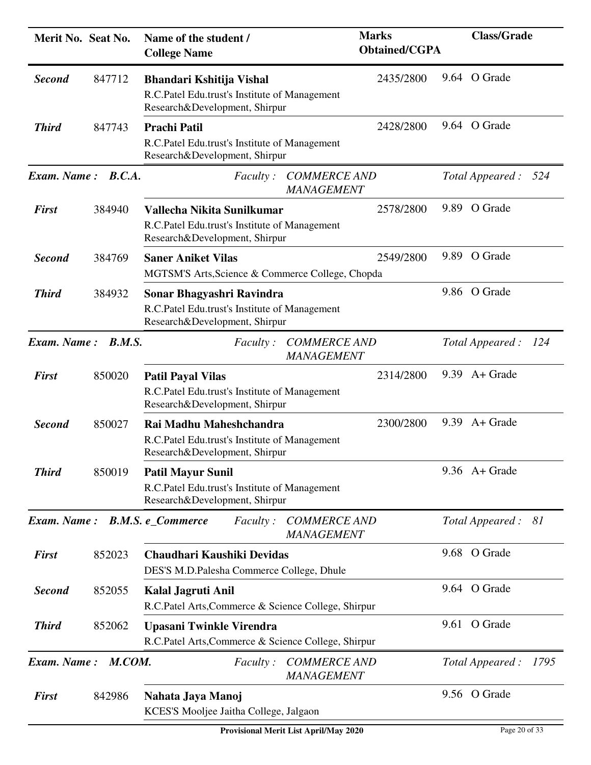| Merit No. | Seat No. | Name of the student / College Name | Marks Obtained/CGPA | Class/Grade |
|---|---|---|---|---|
| ***Second*** | 847712 | **Bhandari Kshitija Vishal**<br>R.C.Patel Edu.trust's Institute of Management Research&Development, Shirpur | 2435/2800 | 9.64 O Grade |
| ***Third*** | 847743 | **Prachi Patil**<br>R.C.Patel Edu.trust's Institute of Management Research&Development, Shirpur | 2428/2800 | 9.64 O Grade |

***Exam. Name : B.C.A.*** *Faculty : COMMERCE AND MANAGEMENT* *Total Appeared : 524*

| Merit No. | Seat No. | Name of the student / College Name | Marks Obtained/CGPA | Class/Grade |
|---|---|---|---|---|
| ***First*** | 384940 | **Vallecha Nikita Sunilkumar**<br>R.C.Patel Edu.trust's Institute of Management Research&Development, Shirpur | 2578/2800 | 9.89 O Grade |
| ***Second*** | 384769 | **Saner Aniket Vilas**<br>MGTSM'S Arts,Science & Commerce College, Chopda | 2549/2800 | 9.89 O Grade |
| ***Third*** | 384932 | **Sonar Bhagyashri Ravindra**<br>R.C.Patel Edu.trust's Institute of Management Research&Development, Shirpur | | 9.86 O Grade |

***Exam. Name : B.M.S.*** *Faculty : COMMERCE AND MANAGEMENT* *Total Appeared : 124*

| Merit No. | Seat No. | Name of the student / College Name | Marks Obtained/CGPA | Class/Grade |
|---|---|---|---|---|
| ***First*** | 850020 | **Patil Payal Vilas**<br>R.C.Patel Edu.trust's Institute of Management Research&Development, Shirpur | 2314/2800 | 9.39 A+ Grade |
| ***Second*** | 850027 | **Rai Madhu Maheshchandra**<br>R.C.Patel Edu.trust's Institute of Management Research&Development, Shirpur | 2300/2800 | 9.39 A+ Grade |
| ***Third*** | 850019 | **Patil Mayur Sunil**<br>R.C.Patel Edu.trust's Institute of Management Research&Development, Shirpur | | 9.36 A+ Grade |

***Exam. Name : B.M.S. e_Commerce*** *Faculty : COMMERCE AND MANAGEMENT* *Total Appeared : 81*

| Merit No. | Seat No. | Name of the student / College Name | Marks Obtained/CGPA | Class/Grade |
|---|---|---|---|---|
| ***First*** | 852023 | **Chaudhari Kaushiki Devidas**<br>DES'S M.D.Palesha Commerce College, Dhule | | 9.68 O Grade |
| ***Second*** | 852055 | **Kalal Jagruti Anil**<br>R.C.Patel Arts,Commerce & Science College, Shirpur | | 9.64 O Grade |
| ***Third*** | 852062 | **Upasani Twinkle Virendra**<br>R.C.Patel Arts,Commerce & Science College, Shirpur | | 9.61 O Grade |

***Exam. Name : M.COM.*** *Faculty : COMMERCE AND MANAGEMENT* *Total Appeared : 1795*

| Merit No. | Seat No. | Name of the student / College Name | Marks Obtained/CGPA | Class/Grade |
|---|---|---|---|---|
| ***First*** | 842986 | **Nahata Jaya Manoj**<br>KCES'S Mooljee Jaitha College, Jalgaon | | 9.56 O Grade |

**Provisional Merit List April/May 2020**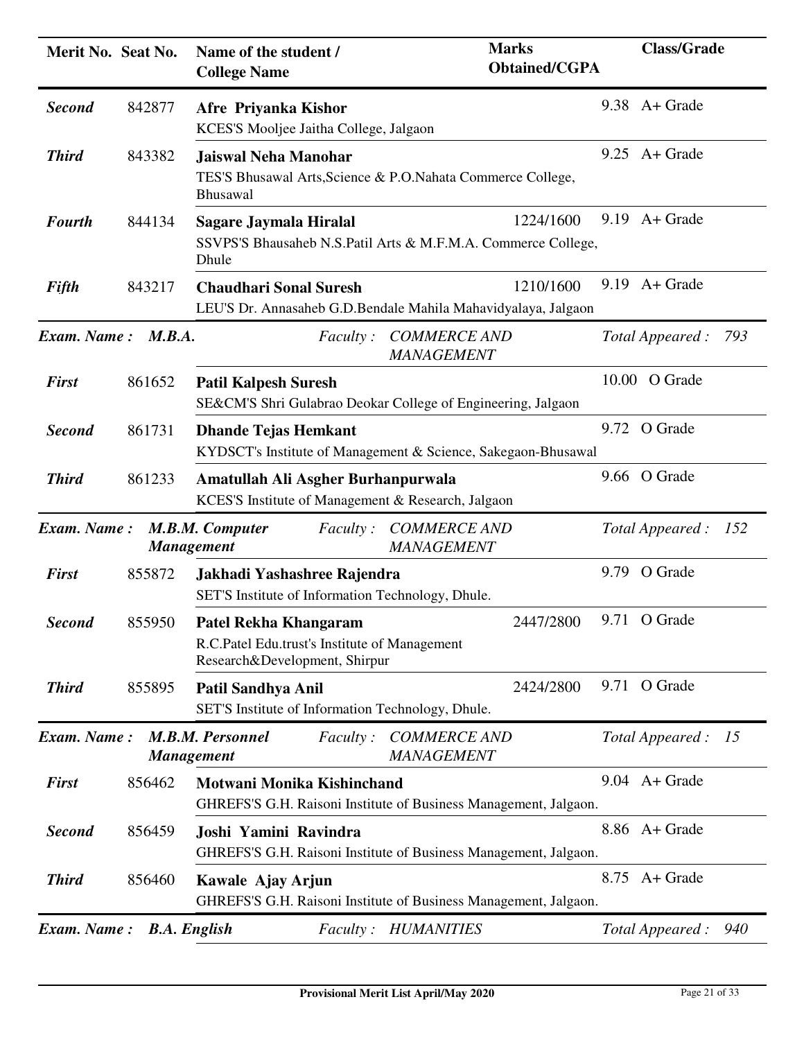| Merit No. | Seat No. | Name of the student / College Name | Marks Obtained/CGPA | Class/Grade |
|---|---|---|---|---|
| ***Second*** | 842877 | **Afre Priyanka Kishor**<br>KCES'S Mooljee Jaitha College, Jalgaon | | 9.38 A+ Grade |
| ***Third*** | 843382 | **Jaiswal Neha Manohar**<br>TES'S Bhusawal Arts,Science & P.O.Nahata Commerce College, Bhusawal | | 9.25 A+ Grade |
| ***Fourth*** | 844134 | **Sagare Jaymala Hiralal**<br>SSVPS'S Bhausaheb N.S.Patil Arts & M.F.M.A. Commerce College, Dhule | 1224/1600 | 9.19 A+ Grade |
| ***Fifth*** | 843217 | **Chaudhari Sonal Suresh**<br>LEU'S Dr. Annasaheb G.D.Bendale Mahila Mahavidyalaya, Jalgaon | 1210/1600 | 9.19 A+ Grade |

***Exam. Name : M.B.A.*** *Faculty : COMMERCE AND MANAGEMENT* *Total Appeared : 793*

| Merit No. | Seat No. | Name of the student / College Name | Marks Obtained/CGPA | Class/Grade |
|---|---|---|---|---|
| ***First*** | 861652 | **Patil Kalpesh Suresh**<br>SE&CM'S Shri Gulabrao Deokar College of Engineering, Jalgaon | | 10.00 O Grade |
| ***Second*** | 861731 | **Dhande Tejas Hemkant**<br>KYDSCT's Institute of Management & Science, Sakegaon-Bhusawal | | 9.72 O Grade |
| ***Third*** | 861233 | **Amatullah Ali Asgher Burhanpurwala**<br>KCES'S Institute of Management & Research, Jalgaon | | 9.66 O Grade |

***Exam. Name : M.B.M. Computer Management*** *Faculty : COMMERCE AND MANAGEMENT* *Total Appeared : 152*

| Merit No. | Seat No. | Name of the student / College Name | Marks Obtained/CGPA | Class/Grade |
|---|---|---|---|---|
| ***First*** | 855872 | **Jakhadi Yashashree Rajendra**<br>SET'S Institute of Information Technology, Dhule. | | 9.79 O Grade |
| ***Second*** | 855950 | **Patel Rekha Khangaram**<br>R.C.Patel Edu.trust's Institute of Management Research&Development, Shirpur | 2447/2800 | 9.71 O Grade |
| ***Third*** | 855895 | **Patil Sandhya Anil**<br>SET'S Institute of Information Technology, Dhule. | 2424/2800 | 9.71 O Grade |

***Exam. Name : M.B.M. Personnel Management*** *Faculty : COMMERCE AND MANAGEMENT* *Total Appeared : 15*

| Merit No. | Seat No. | Name of the student / College Name | Marks Obtained/CGPA | Class/Grade |
|---|---|---|---|---|
| ***First*** | 856462 | **Motwani Monika Kishinchand**<br>GHREFS'S G.H. Raisoni Institute of Business Management, Jalgaon. | | 9.04 A+ Grade |
| ***Second*** | 856459 | **Joshi Yamini Ravindra**<br>GHREFS'S G.H. Raisoni Institute of Business Management, Jalgaon. | | 8.86 A+ Grade |
| ***Third*** | 856460 | **Kawale Ajay Arjun**<br>GHREFS'S G.H. Raisoni Institute of Business Management, Jalgaon. | | 8.75 A+ Grade |

***Exam. Name : B.A. English*** *Faculty : HUMANITIES* *Total Appeared : 940*

**Provisional Merit List April/May 2020**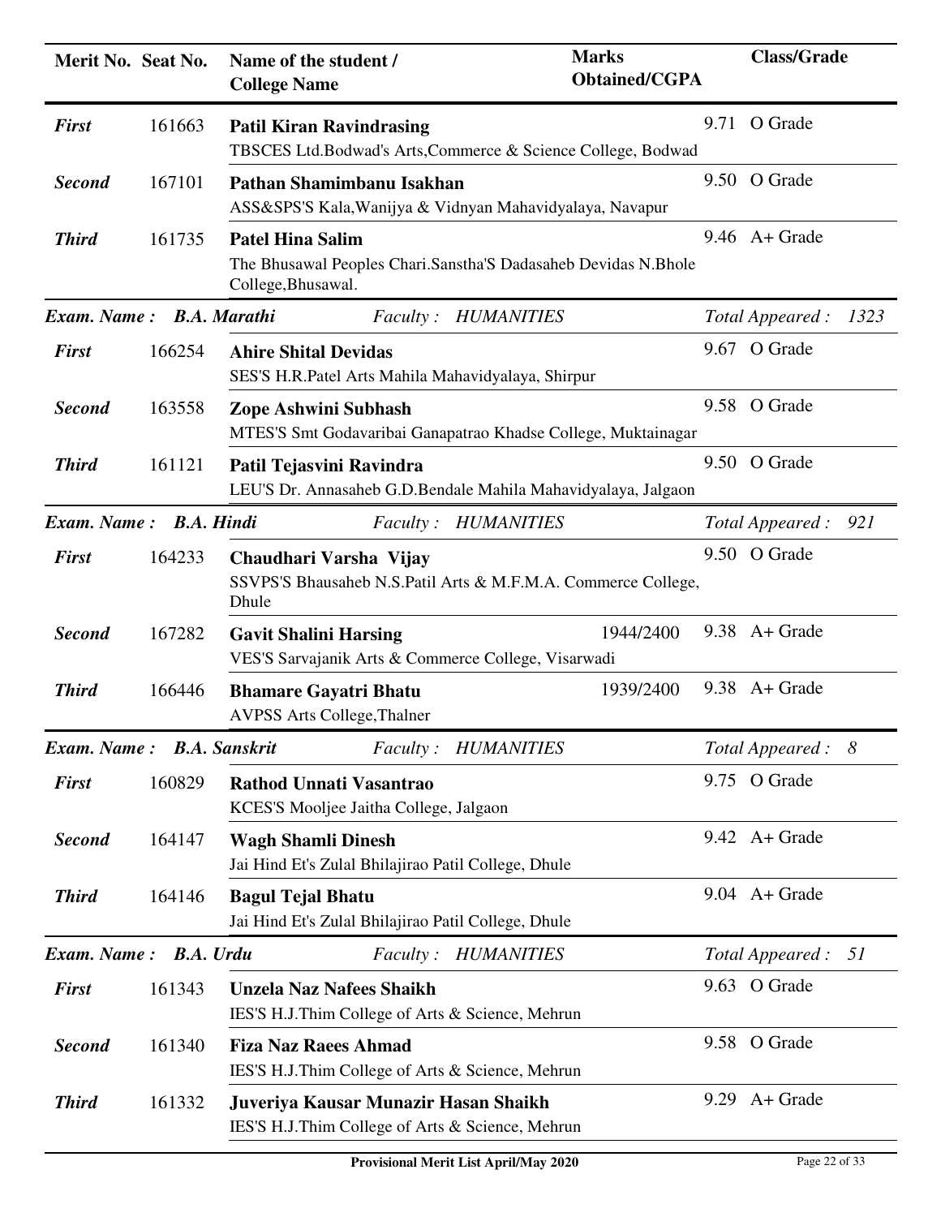| Merit No. | Seat No. | Name of the student / College Name | Marks Obtained/CGPA | Class/Grade |
|---|---|---|---|---|
| *First* | 161663 | **Patil Kiran Ravindrasing**<br>TBSCES Ltd.Bodwad's Arts,Commerce & Science College, Bodwad | | 9.71 O Grade |
| *Second* | 167101 | **Pathan Shamimbanu Isakhan**<br>ASS&SPS'S Kala,Wanijya & Vidnyan Mahavidyalaya, Navapur | | 9.50 O Grade |
| *Third* | 161735 | **Patel Hina Salim**<br>The Bhusawal Peoples Chari.Sanstha'S Dadasaheb Devidas N.Bhole College,Bhusawal. | | 9.46 A+ Grade |

***Exam. Name : B.A. Marathi*** *Faculty : HUMANITIES* *Total Appeared : 1323*

| Merit No. | Seat No. | Name of the student / College Name | Marks Obtained/CGPA | Class/Grade |
|---|---|---|---|---|
| *First* | 166254 | **Ahire Shital Devidas**<br>SES'S H.R.Patel Arts Mahila Mahavidyalaya, Shirpur | | 9.67 O Grade |
| *Second* | 163558 | **Zope Ashwini Subhash**<br>MTES'S Smt Godavaribai Ganapatrao Khadse College, Muktainagar | | 9.58 O Grade |
| *Third* | 161121 | **Patil Tejasvini Ravindra**<br>LEU'S Dr. Annasaheb G.D.Bendale Mahila Mahavidyalaya, Jalgaon | | 9.50 O Grade |

***Exam. Name : B.A. Hindi*** *Faculty : HUMANITIES* *Total Appeared : 921*

| Merit No. | Seat No. | Name of the student / College Name | Marks Obtained/CGPA | Class/Grade |
|---|---|---|---|---|
| *First* | 164233 | **Chaudhari Varsha Vijay**<br>SSVPS'S Bhausaheb N.S.Patil Arts & M.F.M.A. Commerce College, Dhule | | 9.50 O Grade |
| *Second* | 167282 | **Gavit Shalini Harsing**<br>VES'S Sarvajanik Arts & Commerce College, Visarwadi | 1944/2400 | 9.38 A+ Grade |
| *Third* | 166446 | **Bhamare Gayatri Bhatu**<br>AVPSS Arts College,Thalner | 1939/2400 | 9.38 A+ Grade |

***Exam. Name : B.A. Sanskrit*** *Faculty : HUMANITIES* *Total Appeared : 8*

| Merit No. | Seat No. | Name of the student / College Name | Marks Obtained/CGPA | Class/Grade |
|---|---|---|---|---|
| *First* | 160829 | **Rathod Unnati Vasantrao**<br>KCES'S Mooljee Jaitha College, Jalgaon | | 9.75 O Grade |
| *Second* | 164147 | **Wagh Shamli Dinesh**<br>Jai Hind Et's Zulal Bhilajirao Patil College, Dhule | | 9.42 A+ Grade |
| *Third* | 164146 | **Bagul Tejal Bhatu**<br>Jai Hind Et's Zulal Bhilajirao Patil College, Dhule | | 9.04 A+ Grade |

***Exam. Name : B.A. Urdu*** *Faculty : HUMANITIES* *Total Appeared : 51*

| Merit No. | Seat No. | Name of the student / College Name | Marks Obtained/CGPA | Class/Grade |
|---|---|---|---|---|
| *First* | 161343 | **Unzela Naz Nafees Shaikh**<br>IES'S H.J.Thim College of Arts & Science, Mehrun | | 9.63 O Grade |
| *Second* | 161340 | **Fiza Naz Raees Ahmad**<br>IES'S H.J.Thim College of Arts & Science, Mehrun | | 9.58 O Grade |
| *Third* | 161332 | **Juveriya Kausar Munazir Hasan Shaikh**<br>IES'S H.J.Thim College of Arts & Science, Mehrun | | 9.29 A+ Grade |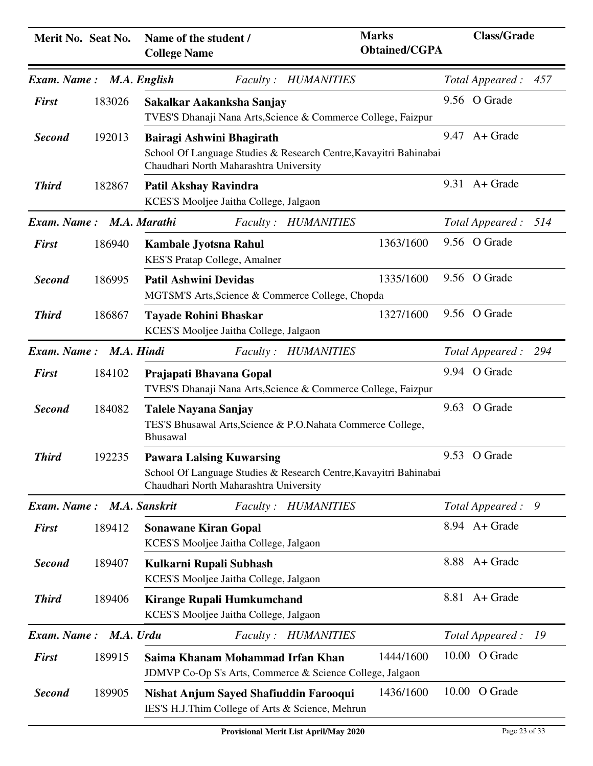| Merit No. | Seat No. | Name of the student / College Name | Marks Obtained/CGPA | Class/Grade |
|---|---|---|---|---|
| ***Exam. Name : M.A. English*** | | ***Faculty : HUMANITIES*** | | ***Total Appeared : 457*** |
| ***First*** | 183026 | **Sakalkar Aakanksha Sanjay**<br>TVES'S Dhanaji Nana Arts,Science & Commerce College, Faizpur | | 9.56 O Grade |
| ***Second*** | 192013 | **Bairagi Ashwini Bhagirath**<br>School Of Language Studies & Research Centre,Kavayitri Bahinabai Chaudhari North Maharashtra University | | 9.47 A+ Grade |
| ***Third*** | 182867 | **Patil Akshay Ravindra**<br>KCES'S Mooljee Jaitha College, Jalgaon | | 9.31 A+ Grade |
| ***Exam. Name : M.A. Marathi*** | | ***Faculty : HUMANITIES*** | | ***Total Appeared : 514*** |
| ***First*** | 186940 | **Kambale Jyotsna Rahul**<br>KES'S Pratap College, Amalner | 1363/1600 | 9.56 O Grade |
| ***Second*** | 186995 | **Patil Ashwini Devidas**<br>MGTSM'S Arts,Science & Commerce College, Chopda | 1335/1600 | 9.56 O Grade |
| ***Third*** | 186867 | **Tayade Rohini Bhaskar**<br>KCES'S Mooljee Jaitha College, Jalgaon | 1327/1600 | 9.56 O Grade |
| ***Exam. Name : M.A. Hindi*** | | ***Faculty : HUMANITIES*** | | ***Total Appeared : 294*** |
| ***First*** | 184102 | **Prajapati Bhavana Gopal**<br>TVES'S Dhanaji Nana Arts,Science & Commerce College, Faizpur | | 9.94 O Grade |
| ***Second*** | 184082 | **Talele Nayana Sanjay**<br>TES'S Bhusawal Arts,Science & P.O.Nahata Commerce College, Bhusawal | | 9.63 O Grade |
| ***Third*** | 192235 | **Pawara Lalsing Kuwarsing**<br>School Of Language Studies & Research Centre,Kavayitri Bahinabai Chaudhari North Maharashtra University | | 9.53 O Grade |
| ***Exam. Name : M.A. Sanskrit*** | | ***Faculty : HUMANITIES*** | | ***Total Appeared : 9*** |
| ***First*** | 189412 | **Sonawane Kiran Gopal**<br>KCES'S Mooljee Jaitha College, Jalgaon | | 8.94 A+ Grade |
| ***Second*** | 189407 | **Kulkarni Rupali Subhash**<br>KCES'S Mooljee Jaitha College, Jalgaon | | 8.88 A+ Grade |
| ***Third*** | 189406 | **Kirange Rupali Humkumchand**<br>KCES'S Mooljee Jaitha College, Jalgaon | | 8.81 A+ Grade |
| ***Exam. Name : M.A. Urdu*** | | ***Faculty : HUMANITIES*** | | ***Total Appeared : 19*** |
| ***First*** | 189915 | **Saima Khanam Mohammad Irfan Khan**<br>JDMVP Co-Op S's Arts, Commerce & Science College, Jalgaon | 1444/1600 | 10.00 O Grade |
| ***Second*** | 189905 | **Nishat Anjum Sayed Shafiuddin Farooqui**<br>IES'S H.J.Thim College of Arts & Science, Mehrun | 1436/1600 | 10.00 O Grade |

**Provisional Merit List April/May 2020**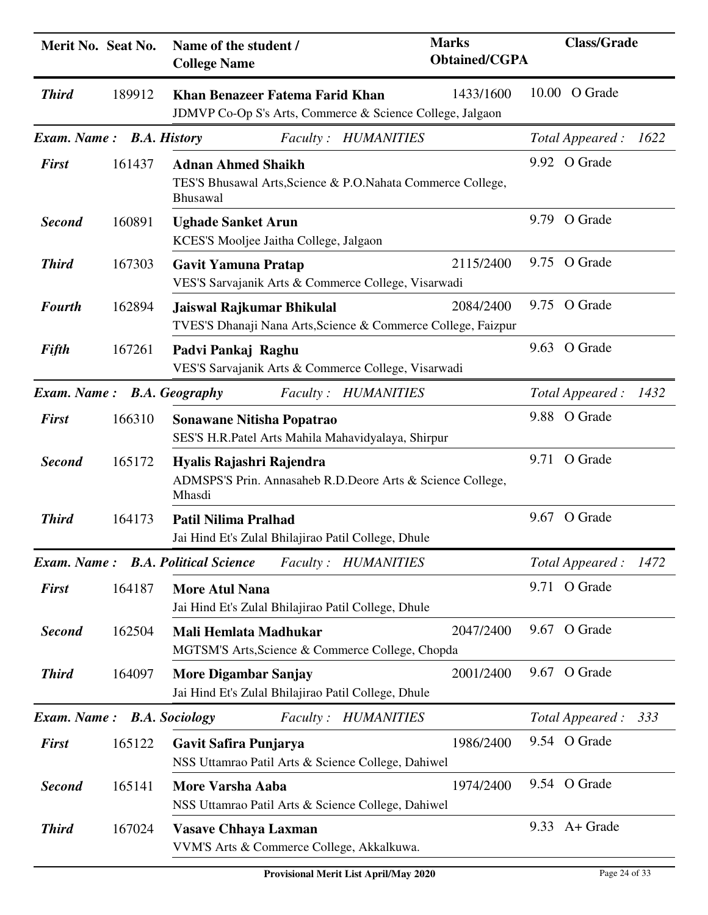| Merit No. | Seat No. | Name of the student / College Name | Marks Obtained/CGPA | Class/Grade |
|---|---|---|---|---|
| *Third* | 189912 | **Khan Benazeer Fatema Farid Khan** JDMVP Co-Op S's Arts, Commerce & Science College, Jalgaon | 1433/1600 | 10.00 O Grade |

**Exam. Name : B.A. History** *Faculty : HUMANITIES* *Total Appeared :* 1622

| Merit No. | Seat No. | Name of the student / College Name | Marks Obtained/CGPA | Class/Grade |
|---|---|---|---|---|
| *First* | 161437 | **Adnan Ahmed Shaikh** TES'S Bhusawal Arts,Science & P.O.Nahata Commerce College, Bhusawal | | 9.92 O Grade |
| *Second* | 160891 | **Ughade Sanket Arun** KCES'S Mooljee Jaitha College, Jalgaon | | 9.79 O Grade |
| *Third* | 167303 | **Gavit Yamuna Pratap** VES'S Sarvajanik Arts & Commerce College, Visarwadi | 2115/2400 | 9.75 O Grade |
| *Fourth* | 162894 | **Jaiswal Rajkumar Bhikulal** TVES'S Dhanaji Nana Arts,Science & Commerce College, Faizpur | 2084/2400 | 9.75 O Grade |
| *Fifth* | 167261 | **Padvi Pankaj Raghu** VES'S Sarvajanik Arts & Commerce College, Visarwadi | | 9.63 O Grade |

**Exam. Name : B.A. Geography** *Faculty : HUMANITIES* *Total Appeared :* 1432

| Merit No. | Seat No. | Name of the student / College Name | Marks Obtained/CGPA | Class/Grade |
|---|---|---|---|---|
| *First* | 166310 | **Sonawane Nitisha Popatrao** SES'S H.R.Patel Arts Mahila Mahavidyalaya, Shirpur | | 9.88 O Grade |
| *Second* | 165172 | **Hyalis Rajashri Rajendra** ADMSPS'S Prin. Annasaheb R.D.Deore Arts & Science College, Mhasdi | | 9.71 O Grade |
| *Third* | 164173 | **Patil Nilima Pralhad** Jai Hind Et's Zulal Bhilajirao Patil College, Dhule | | 9.67 O Grade |

**Exam. Name : B.A. Political Science** *Faculty : HUMANITIES* *Total Appeared :* 1472

| Merit No. | Seat No. | Name of the student / College Name | Marks Obtained/CGPA | Class/Grade |
|---|---|---|---|---|
| *First* | 164187 | **More Atul Nana** Jai Hind Et's Zulal Bhilajirao Patil College, Dhule | | 9.71 O Grade |
| *Second* | 162504 | **Mali Hemlata Madhukar** MGTSM'S Arts,Science & Commerce College, Chopda | 2047/2400 | 9.67 O Grade |
| *Third* | 164097 | **More Digambar Sanjay** Jai Hind Et's Zulal Bhilajirao Patil College, Dhule | 2001/2400 | 9.67 O Grade |

**Exam. Name : B.A. Sociology** *Faculty : HUMANITIES* *Total Appeared :* 333

| Merit No. | Seat No. | Name of the student / College Name | Marks Obtained/CGPA | Class/Grade |
|---|---|---|---|---|
| *First* | 165122 | **Gavit Safira Punjarya** NSS Uttamrao Patil Arts & Science College, Dahiwel | 1986/2400 | 9.54 O Grade |
| *Second* | 165141 | **More Varsha Aaba** NSS Uttamrao Patil Arts & Science College, Dahiwel | 1974/2400 | 9.54 O Grade |
| *Third* | 167024 | **Vasave Chhaya Laxman** VVM'S Arts & Commerce College, Akkalkuwa. | | 9.33 A+ Grade |

**Provisional Merit List April/May 2020**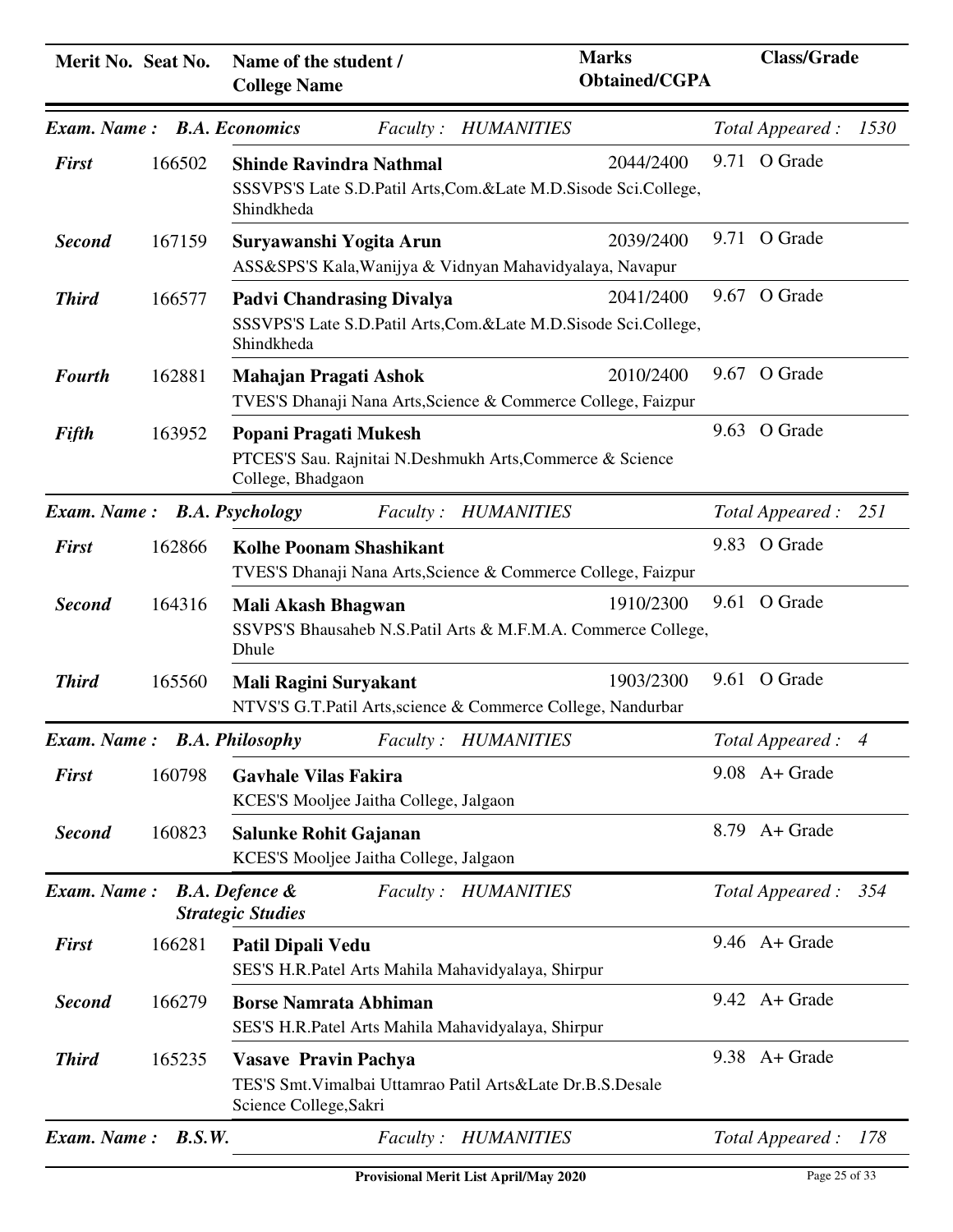| Merit No. | Seat No. | Name of the student / College Name | Marks Obtained/CGPA | Class/Grade |
|---|---|---|---|---|
| **Exam. Name :** | **B.A. Economics** | *Faculty :* *HUMANITIES* | | *Total Appeared :* 1530 |
| ***First*** | 166502 | **Shinde Ravindra Nathmal**<br>SSSVPS'S Late S.D.Patil Arts,Com.&Late M.D.Sisode Sci.College, Shindkheda | 2044/2400 | 9.71 O Grade |
| ***Second*** | 167159 | **Suryawanshi Yogita Arun**<br>ASS&SPS'S Kala,Wanijya & Vidnyan Mahavidyalaya, Navapur | 2039/2400 | 9.71 O Grade |
| ***Third*** | 166577 | **Padvi Chandrasing Divalya**<br>SSSVPS'S Late S.D.Patil Arts,Com.&Late M.D.Sisode Sci.College, Shindkheda | 2041/2400 | 9.67 O Grade |
| ***Fourth*** | 162881 | **Mahajan Pragati Ashok**<br>TVES'S Dhanaji Nana Arts,Science & Commerce College, Faizpur | 2010/2400 | 9.67 O Grade |
| ***Fifth*** | 163952 | **Popani Pragati Mukesh**<br>PTCES'S Sau. Rajnitai N.Deshmukh Arts,Commerce & Science College, Bhadgaon | | 9.63 O Grade |
| **Exam. Name :** | **B.A. Psychology** | *Faculty :* *HUMANITIES* | | *Total Appeared :* 251 |
| ***First*** | 162866 | **Kolhe Poonam Shashikant**<br>TVES'S Dhanaji Nana Arts,Science & Commerce College, Faizpur | | 9.83 O Grade |
| ***Second*** | 164316 | **Mali Akash Bhagwan**<br>SSVPS'S Bhausaheb N.S.Patil Arts & M.F.M.A. Commerce College, Dhule | 1910/2300 | 9.61 O Grade |
| ***Third*** | 165560 | **Mali Ragini Suryakant**<br>NTVS'S G.T.Patil Arts,science & Commerce College, Nandurbar | 1903/2300 | 9.61 O Grade |
| **Exam. Name :** | **B.A. Philosophy** | *Faculty :* *HUMANITIES* | | *Total Appeared :* 4 |
| ***First*** | 160798 | **Gavhale Vilas Fakira**<br>KCES'S Mooljee Jaitha College, Jalgaon | | 9.08 A+ Grade |
| ***Second*** | 160823 | **Salunke Rohit Gajanan**<br>KCES'S Mooljee Jaitha College, Jalgaon | | 8.79 A+ Grade |
| **Exam. Name :** | **B.A. Defence & Strategic Studies** | *Faculty :* *HUMANITIES* | | *Total Appeared :* 354 |
| ***First*** | 166281 | **Patil Dipali Vedu**<br>SES'S H.R.Patel Arts Mahila Mahavidyalaya, Shirpur | | 9.46 A+ Grade |
| ***Second*** | 166279 | **Borse Namrata Abhiman**<br>SES'S H.R.Patel Arts Mahila Mahavidyalaya, Shirpur | | 9.42 A+ Grade |
| ***Third*** | 165235 | **Vasave Pravin Pachya**<br>TES'S Smt.Vimalbai Uttamrao Patil Arts&Late Dr.B.S.Desale Science College,Sakri | | 9.38 A+ Grade |
| **Exam. Name :** | **B.S.W.** | *Faculty :* *HUMANITIES* | | *Total Appeared :* 178 |

**Provisional Merit List April/May 2020**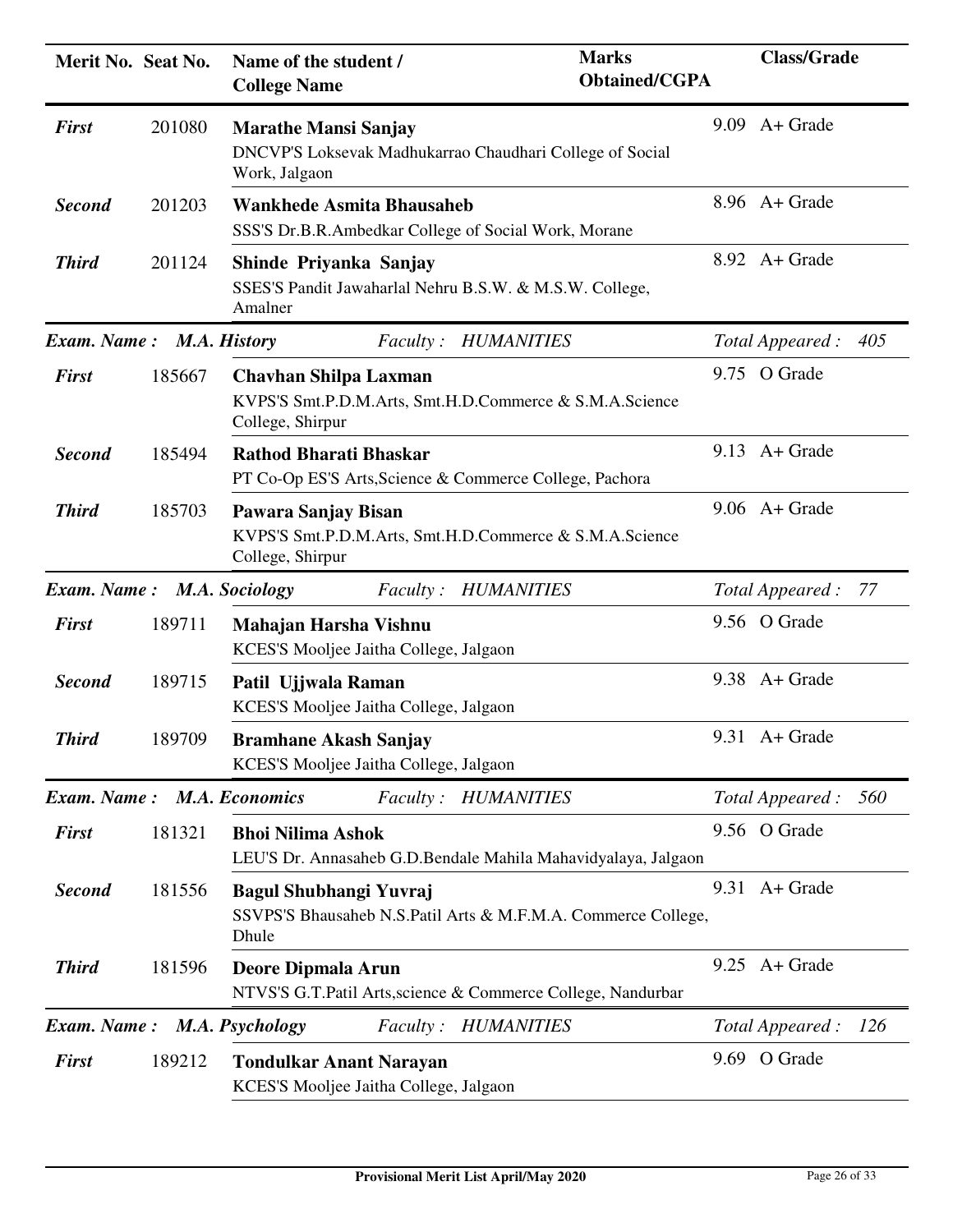| Merit No. | Seat No. | Name of the student / College Name | Marks Obtained/CGPA | Class/Grade |
|---|---|---|---|---|
| ***First*** | 201080 | **Marathe Mansi Sanjay**<br>DNCVP'S Loksevak Madhukarrao Chaudhari College of Social Work, Jalgaon | 9.09 | A+ Grade |
| ***Second*** | 201203 | **Wankhede Asmita Bhausaheb**<br>SSS'S Dr.B.R.Ambedkar College of Social Work, Morane | 8.96 | A+ Grade |
| ***Third*** | 201124 | **Shinde Priyanka Sanjay**<br>SSES'S Pandit Jawaharlal Nehru B.S.W. & M.S.W. College, Amalner | 8.92 | A+ Grade |

***Exam. Name : M.A. History*** *Faculty : HUMANITIES* *Total Appeared : 405*

| Merit No. | Seat No. | Name of the student / College Name | Marks Obtained/CGPA | Class/Grade |
|---|---|---|---|---|
| ***First*** | 185667 | **Chavhan Shilpa Laxman**<br>KVPS'S Smt.P.D.M.Arts, Smt.H.D.Commerce & S.M.A.Science College, Shirpur | 9.75 | O Grade |
| ***Second*** | 185494 | **Rathod Bharati Bhaskar**<br>PT Co-Op ES'S Arts,Science & Commerce College, Pachora | 9.13 | A+ Grade |
| ***Third*** | 185703 | **Pawara Sanjay Bisan**<br>KVPS'S Smt.P.D.M.Arts, Smt.H.D.Commerce & S.M.A.Science College, Shirpur | 9.06 | A+ Grade |

***Exam. Name : M.A. Sociology*** *Faculty : HUMANITIES* *Total Appeared : 77*

| Merit No. | Seat No. | Name of the student / College Name | Marks Obtained/CGPA | Class/Grade |
|---|---|---|---|---|
| ***First*** | 189711 | **Mahajan Harsha Vishnu**<br>KCES'S Mooljee Jaitha College, Jalgaon | 9.56 | O Grade |
| ***Second*** | 189715 | **Patil Ujjwala Raman**<br>KCES'S Mooljee Jaitha College, Jalgaon | 9.38 | A+ Grade |
| ***Third*** | 189709 | **Bramhane Akash Sanjay**<br>KCES'S Mooljee Jaitha College, Jalgaon | 9.31 | A+ Grade |

***Exam. Name : M.A. Economics*** *Faculty : HUMANITIES* *Total Appeared : 560*

| Merit No. | Seat No. | Name of the student / College Name | Marks Obtained/CGPA | Class/Grade |
|---|---|---|---|---|
| ***First*** | 181321 | **Bhoi Nilima Ashok**<br>LEU'S Dr. Annasaheb G.D.Bendale Mahila Mahavidyalaya, Jalgaon | 9.56 | O Grade |
| ***Second*** | 181556 | **Bagul Shubhangi Yuvraj**<br>SSVPS'S Bhausaheb N.S.Patil Arts & M.F.M.A. Commerce College, Dhule | 9.31 | A+ Grade |
| ***Third*** | 181596 | **Deore Dipmala Arun**<br>NTVS'S G.T.Patil Arts,science & Commerce College, Nandurbar | 9.25 | A+ Grade |

***Exam. Name : M.A. Psychology*** *Faculty : HUMANITIES* *Total Appeared : 126*

| Merit No. | Seat No. | Name of the student / College Name | Marks Obtained/CGPA | Class/Grade |
|---|---|---|---|---|
| ***First*** | 189212 | **Tondulkar Anant Narayan**<br>KCES'S Mooljee Jaitha College, Jalgaon | 9.69 | O Grade |

**Provisional Merit List April/May 2020**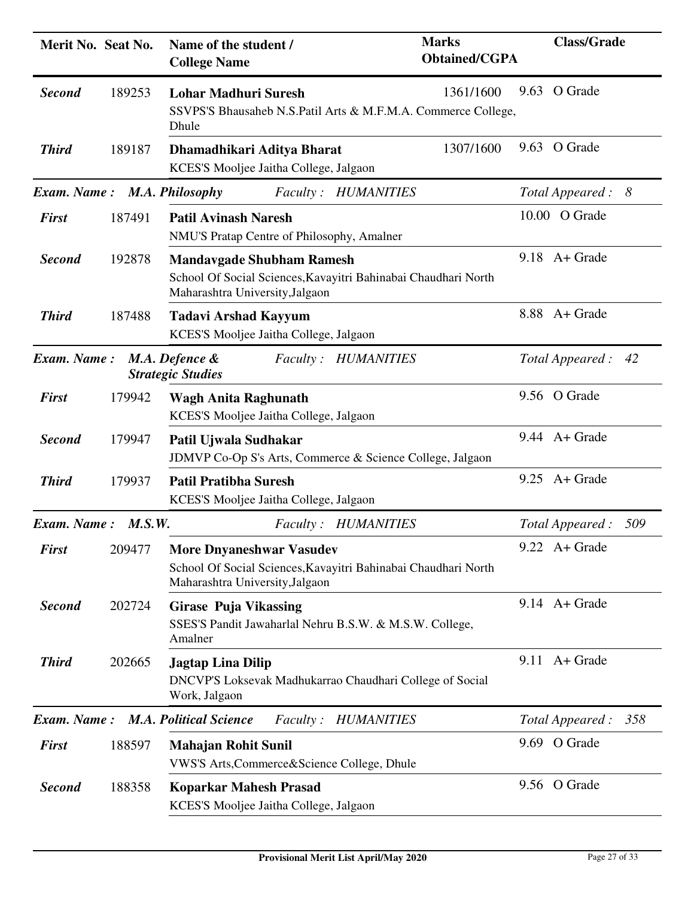| Merit No. | Seat No. | Name of the student / College Name | Marks Obtained/CGPA | Class/Grade |
|---|---|---|---|---|
| *Second* | 189253 | **Lohar Madhuri Suresh**<br>SSVPS'S Bhausaheb N.S.Patil Arts & M.F.M.A. Commerce College, Dhule | 1361/1600 | 9.63 O Grade |
| *Third* | 189187 | **Dhamadhikari Aditya Bharat**<br>KCES'S Mooljee Jaitha College, Jalgaon | 1307/1600 | 9.63 O Grade |

***Exam. Name : M.A. Philosophy*** *Faculty : HUMANITIES* *Total Appeared : 8*

| Merit No. | Seat No. | Name of the student / College Name | Marks Obtained/CGPA | Class/Grade |
|---|---|---|---|---|
| *First* | 187491 | **Patil Avinash Naresh**<br>NMU'S Pratap Centre of Philosophy, Amalner | | 10.00 O Grade |
| *Second* | 192878 | **Mandavgade Shubham Ramesh**<br>School Of Social Sciences,Kavayitri Bahinabai Chaudhari North Maharashtra University,Jalgaon | | 9.18 A+ Grade |
| *Third* | 187488 | **Tadavi Arshad Kayyum**<br>KCES'S Mooljee Jaitha College, Jalgaon | | 8.88 A+ Grade |

***Exam. Name : M.A. Defence & Strategic Studies*** *Faculty : HUMANITIES* *Total Appeared : 42*

| Merit No. | Seat No. | Name of the student / College Name | Marks Obtained/CGPA | Class/Grade |
|---|---|---|---|---|
| *First* | 179942 | **Wagh Anita Raghunath**<br>KCES'S Mooljee Jaitha College, Jalgaon | | 9.56 O Grade |
| *Second* | 179947 | **Patil Ujwala Sudhakar**<br>JDMVP Co-Op S's Arts, Commerce & Science College, Jalgaon | | 9.44 A+ Grade |
| *Third* | 179937 | **Patil Pratibha Suresh**<br>KCES'S Mooljee Jaitha College, Jalgaon | | 9.25 A+ Grade |

***Exam. Name : M.S.W.*** *Faculty : HUMANITIES* *Total Appeared : 509*

| Merit No. | Seat No. | Name of the student / College Name | Marks Obtained/CGPA | Class/Grade |
|---|---|---|---|---|
| *First* | 209477 | **More Dnyaneshwar Vasudev**<br>School Of Social Sciences,Kavayitri Bahinabai Chaudhari North Maharashtra University,Jalgaon | | 9.22 A+ Grade |
| *Second* | 202724 | **Girase Puja Vikassing**<br>SSES'S Pandit Jawaharlal Nehru B.S.W. & M.S.W. College, Amalner | | 9.14 A+ Grade |
| *Third* | 202665 | **Jagtap Lina Dilip**<br>DNCVP'S Loksevak Madhukarrao Chaudhari College of Social Work, Jalgaon | | 9.11 A+ Grade |

***Exam. Name : M.A. Political Science*** *Faculty : HUMANITIES* *Total Appeared : 358*

| Merit No. | Seat No. | Name of the student / College Name | Marks Obtained/CGPA | Class/Grade |
|---|---|---|---|---|
| *First* | 188597 | **Mahajan Rohit Sunil**<br>VWS'S Arts,Commerce&Science College, Dhule | | 9.69 O Grade |
| *Second* | 188358 | **Koparkar Mahesh Prasad**<br>KCES'S Mooljee Jaitha College, Jalgaon | | 9.56 O Grade |

**Provisional Merit List April/May 2020**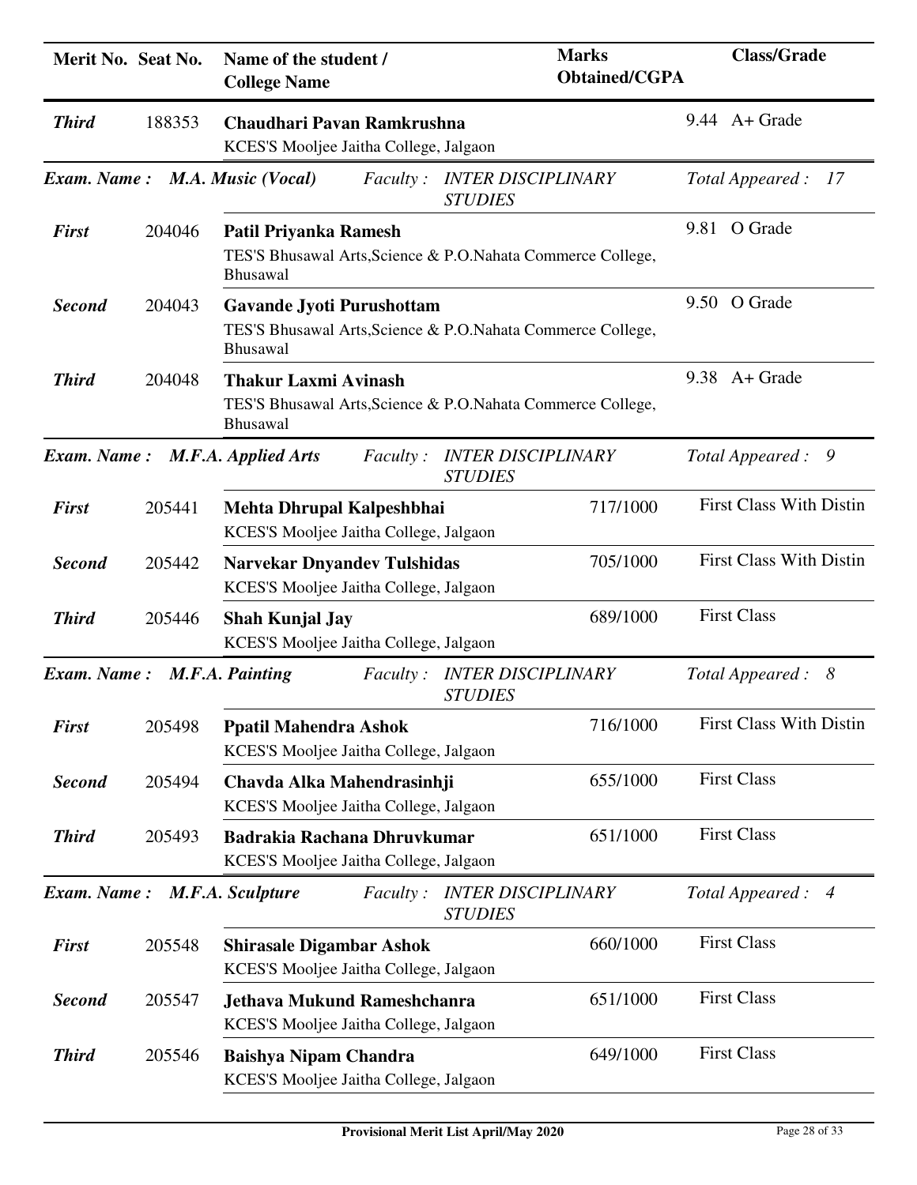| Merit No. | Seat No. | Name of the student / College Name | Marks Obtained/CGPA | Class/Grade |
|---|---|---|---|---|
| ***Third*** | 188353 | **Chaudhari Pavan Ramkrushna**<br>KCES'S Mooljee Jaitha College, Jalgaon | 9.44 | A+ Grade |

***Exam. Name : M.A. Music (Vocal)*** *Faculty : INTER DISCIPLINARY STUDIES* *Total Appeared : 17*

| Merit No. | Seat No. | Name of the student / College Name | Marks Obtained/CGPA | Class/Grade |
|---|---|---|---|---|
| ***First*** | 204046 | **Patil Priyanka Ramesh**<br>TES'S Bhusawal Arts,Science & P.O.Nahata Commerce College, Bhusawal | 9.81 | O Grade |
| ***Second*** | 204043 | **Gavande Jyoti Purushottam**<br>TES'S Bhusawal Arts,Science & P.O.Nahata Commerce College, Bhusawal | 9.50 | O Grade |
| ***Third*** | 204048 | **Thakur Laxmi Avinash**<br>TES'S Bhusawal Arts,Science & P.O.Nahata Commerce College, Bhusawal | 9.38 | A+ Grade |

***Exam. Name : M.F.A. Applied Arts*** *Faculty : INTER DISCIPLINARY STUDIES* *Total Appeared : 9*

| Merit No. | Seat No. | Name of the student / College Name | Marks Obtained/CGPA | Class/Grade |
|---|---|---|---|---|
| ***First*** | 205441 | **Mehta Dhrupal Kalpeshbhai**<br>KCES'S Mooljee Jaitha College, Jalgaon | 717/1000 | First Class With Distin |
| ***Second*** | 205442 | **Narvekar Dnyandev Tulshidas**<br>KCES'S Mooljee Jaitha College, Jalgaon | 705/1000 | First Class With Distin |
| ***Third*** | 205446 | **Shah Kunjal Jay**<br>KCES'S Mooljee Jaitha College, Jalgaon | 689/1000 | First Class |

***Exam. Name : M.F.A. Painting*** *Faculty : INTER DISCIPLINARY STUDIES* *Total Appeared : 8*

| Merit No. | Seat No. | Name of the student / College Name | Marks Obtained/CGPA | Class/Grade |
|---|---|---|---|---|
| ***First*** | 205498 | **Ppatil Mahendra Ashok**<br>KCES'S Mooljee Jaitha College, Jalgaon | 716/1000 | First Class With Distin |
| ***Second*** | 205494 | **Chavda Alka Mahendrasinhji**<br>KCES'S Mooljee Jaitha College, Jalgaon | 655/1000 | First Class |
| ***Third*** | 205493 | **Badrakia Rachana Dhruvkumar**<br>KCES'S Mooljee Jaitha College, Jalgaon | 651/1000 | First Class |

***Exam. Name : M.F.A. Sculpture*** *Faculty : INTER DISCIPLINARY STUDIES* *Total Appeared : 4*

| Merit No. | Seat No. | Name of the student / College Name | Marks Obtained/CGPA | Class/Grade |
|---|---|---|---|---|
| ***First*** | 205548 | **Shirasale Digambar Ashok**<br>KCES'S Mooljee Jaitha College, Jalgaon | 660/1000 | First Class |
| ***Second*** | 205547 | **Jethava Mukund Rameshchanra**<br>KCES'S Mooljee Jaitha College, Jalgaon | 651/1000 | First Class |
| ***Third*** | 205546 | **Baishya Nipam Chandra**<br>KCES'S Mooljee Jaitha College, Jalgaon | 649/1000 | First Class |

**Provisional Merit List April/May 2020**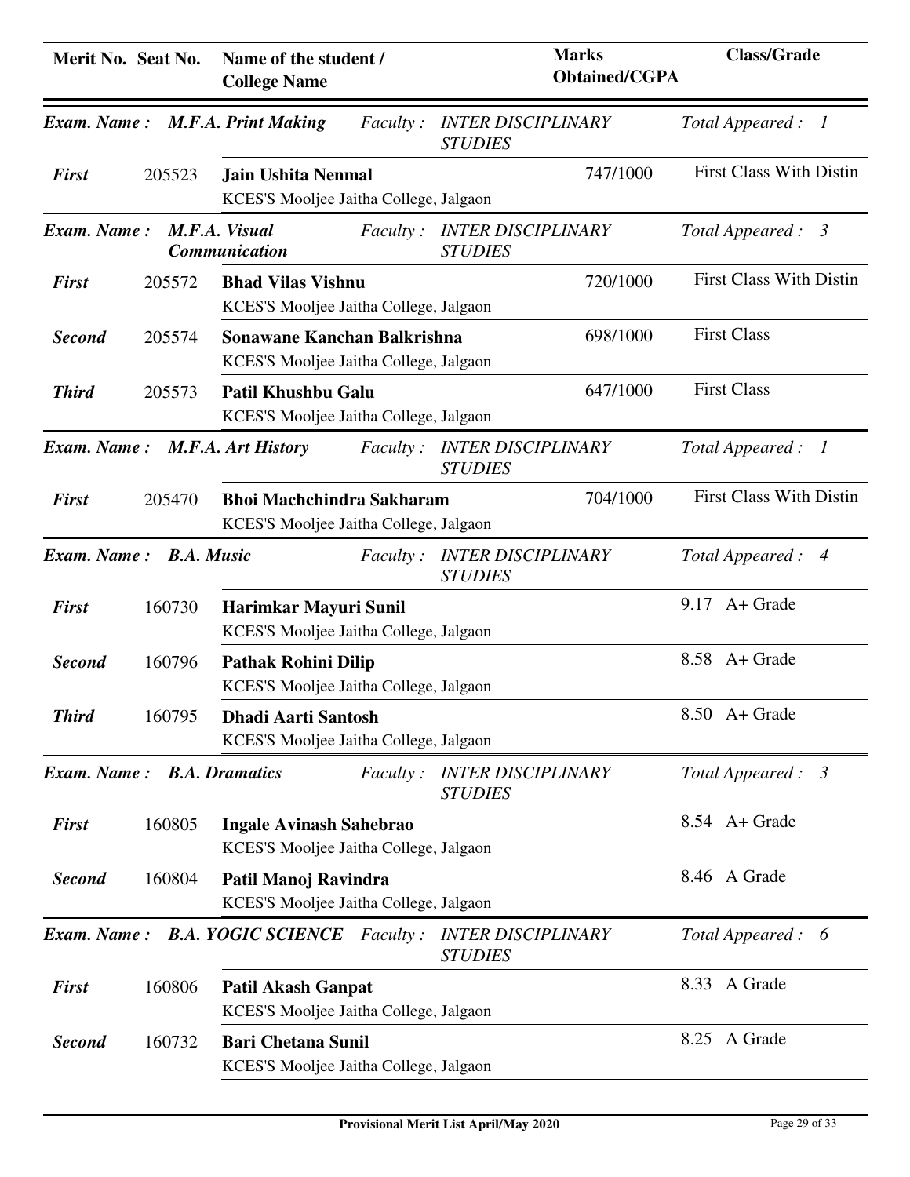| Merit No. | Seat No. | Name of the student / College Name | Marks Obtained/CGPA | Class/Grade |
|---|---|---|---|---|
| ***Exam. Name : M.F.A. Print Making*** | | ***Faculty : INTER DISCIPLINARY STUDIES*** | | ***Total Appeared : 1*** |
| ***First*** | 205523 | **Jain Ushita Nenmal**<br>KCES'S Mooljee Jaitha College, Jalgaon | 747/1000 | First Class With Distin |
| ***Exam. Name : M.F.A. Visual Communication*** | | ***Faculty : INTER DISCIPLINARY STUDIES*** | | ***Total Appeared : 3*** |
| ***First*** | 205572 | **Bhad Vilas Vishnu**<br>KCES'S Mooljee Jaitha College, Jalgaon | 720/1000 | First Class With Distin |
| ***Second*** | 205574 | **Sonawane Kanchan Balkrishna**<br>KCES'S Mooljee Jaitha College, Jalgaon | 698/1000 | First Class |
| ***Third*** | 205573 | **Patil Khushbu Galu**<br>KCES'S Mooljee Jaitha College, Jalgaon | 647/1000 | First Class |
| ***Exam. Name : M.F.A. Art History*** | | ***Faculty : INTER DISCIPLINARY STUDIES*** | | ***Total Appeared : 1*** |
| ***First*** | 205470 | **Bhoi Machchindra Sakharam**<br>KCES'S Mooljee Jaitha College, Jalgaon | 704/1000 | First Class With Distin |
| ***Exam. Name : B.A. Music*** | | ***Faculty : INTER DISCIPLINARY STUDIES*** | | ***Total Appeared : 4*** |
| ***First*** | 160730 | **Harimkar Mayuri Sunil**<br>KCES'S Mooljee Jaitha College, Jalgaon | | 9.17 A+ Grade |
| ***Second*** | 160796 | **Pathak Rohini Dilip**<br>KCES'S Mooljee Jaitha College, Jalgaon | | 8.58 A+ Grade |
| ***Third*** | 160795 | **Dhadi Aarti Santosh**<br>KCES'S Mooljee Jaitha College, Jalgaon | | 8.50 A+ Grade |
| ***Exam. Name : B.A. Dramatics*** | | ***Faculty : INTER DISCIPLINARY STUDIES*** | | ***Total Appeared : 3*** |
| ***First*** | 160805 | **Ingale Avinash Sahebrao**<br>KCES'S Mooljee Jaitha College, Jalgaon | | 8.54 A+ Grade |
| ***Second*** | 160804 | **Patil Manoj Ravindra**<br>KCES'S Mooljee Jaitha College, Jalgaon | | 8.46 A Grade |
| ***Exam. Name : B.A. YOGIC SCIENCE*** | | ***Faculty : INTER DISCIPLINARY STUDIES*** | | ***Total Appeared : 6*** |
| ***First*** | 160806 | **Patil Akash Ganpat**<br>KCES'S Mooljee Jaitha College, Jalgaon | | 8.33 A Grade |
| ***Second*** | 160732 | **Bari Chetana Sunil**<br>KCES'S Mooljee Jaitha College, Jalgaon | | 8.25 A Grade |

**Provisional Merit List April/May 2020**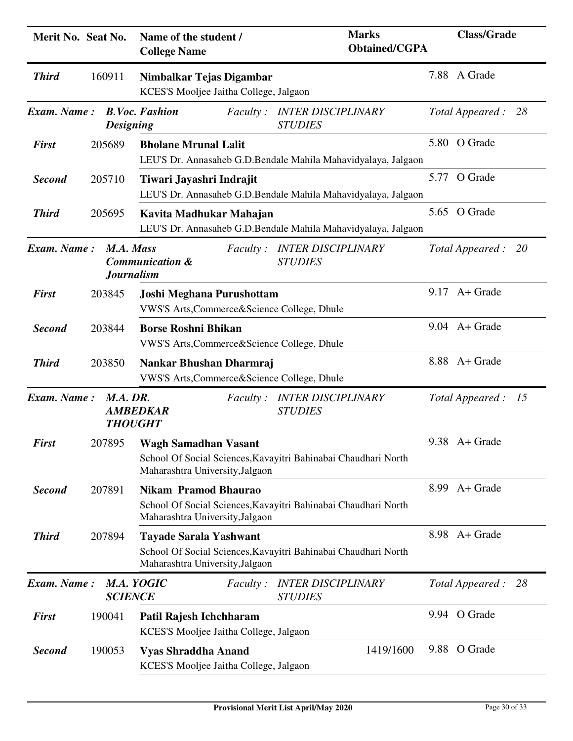| Merit No. | Seat No. | Name of the student / College Name | Marks Obtained/CGPA | Class/Grade |
|---|---|---|---|---|
| ***Third*** | 160911 | **Nimbalkar Tejas Digambar**<br>KCES'S Mooljee Jaitha College, Jalgaon | 7.88 | A Grade |

***Exam. Name : B.Voc. Fashion Designing*** *Faculty : INTER DISCIPLINARY STUDIES* *Total Appeared : 28*

| Merit No. | Seat No. | Name of the student / College Name | Marks Obtained/CGPA | Class/Grade |
|---|---|---|---|---|
| ***First*** | 205689 | **Bholane Mrunal Lalit**<br>LEU'S Dr. Annasaheb G.D.Bendale Mahila Mahavidyalaya, Jalgaon | 5.80 | O Grade |
| ***Second*** | 205710 | **Tiwari Jayashri Indrajit**<br>LEU'S Dr. Annasaheb G.D.Bendale Mahila Mahavidyalaya, Jalgaon | 5.77 | O Grade |
| ***Third*** | 205695 | **Kavita Madhukar Mahajan**<br>LEU'S Dr. Annasaheb G.D.Bendale Mahila Mahavidyalaya, Jalgaon | 5.65 | O Grade |

***Exam. Name : M.A. Mass Communication & Journalism*** *Faculty : INTER DISCIPLINARY STUDIES* *Total Appeared : 20*

| Merit No. | Seat No. | Name of the student / College Name | Marks Obtained/CGPA | Class/Grade |
|---|---|---|---|---|
| ***First*** | 203845 | **Joshi Meghana Purushottam**<br>VWS'S Arts,Commerce&Science College, Dhule | 9.17 | A+ Grade |
| ***Second*** | 203844 | **Borse Roshni Bhikan**<br>VWS'S Arts,Commerce&Science College, Dhule | 9.04 | A+ Grade |
| ***Third*** | 203850 | **Nankar Bhushan Dharmraj**<br>VWS'S Arts,Commerce&Science College, Dhule | 8.88 | A+ Grade |

***Exam. Name : M.A. DR. AMBEDKAR THOUGHT*** *Faculty : INTER DISCIPLINARY STUDIES* *Total Appeared : 15*

| Merit No. | Seat No. | Name of the student / College Name | Marks Obtained/CGPA | Class/Grade |
|---|---|---|---|---|
| ***First*** | 207895 | **Wagh Samadhan Vasant**<br>School Of Social Sciences,Kavayitri Bahinabai Chaudhari North Maharashtra University,Jalgaon | 9.38 | A+ Grade |
| ***Second*** | 207891 | **Nikam Pramod Bhaurao**<br>School Of Social Sciences,Kavayitri Bahinabai Chaudhari North Maharashtra University,Jalgaon | 8.99 | A+ Grade |
| ***Third*** | 207894 | **Tayade Sarala Yashwant**<br>School Of Social Sciences,Kavayitri Bahinabai Chaudhari North Maharashtra University,Jalgaon | 8.98 | A+ Grade |

***Exam. Name : M.A. YOGIC SCIENCE*** *Faculty : INTER DISCIPLINARY STUDIES* *Total Appeared : 28*

| Merit No. | Seat No. | Name of the student / College Name | Marks Obtained/CGPA | Class/Grade |
|---|---|---|---|---|
| ***First*** | 190041 | **Patil Rajesh Ichchharam**<br>KCES'S Mooljee Jaitha College, Jalgaon | 9.94 | O Grade |
| ***Second*** | 190053 | **Vyas Shraddha Anand**<br>KCES'S Mooljee Jaitha College, Jalgaon | 1419/1600 9.88 | O Grade |

**Provisional Merit List April/May 2020**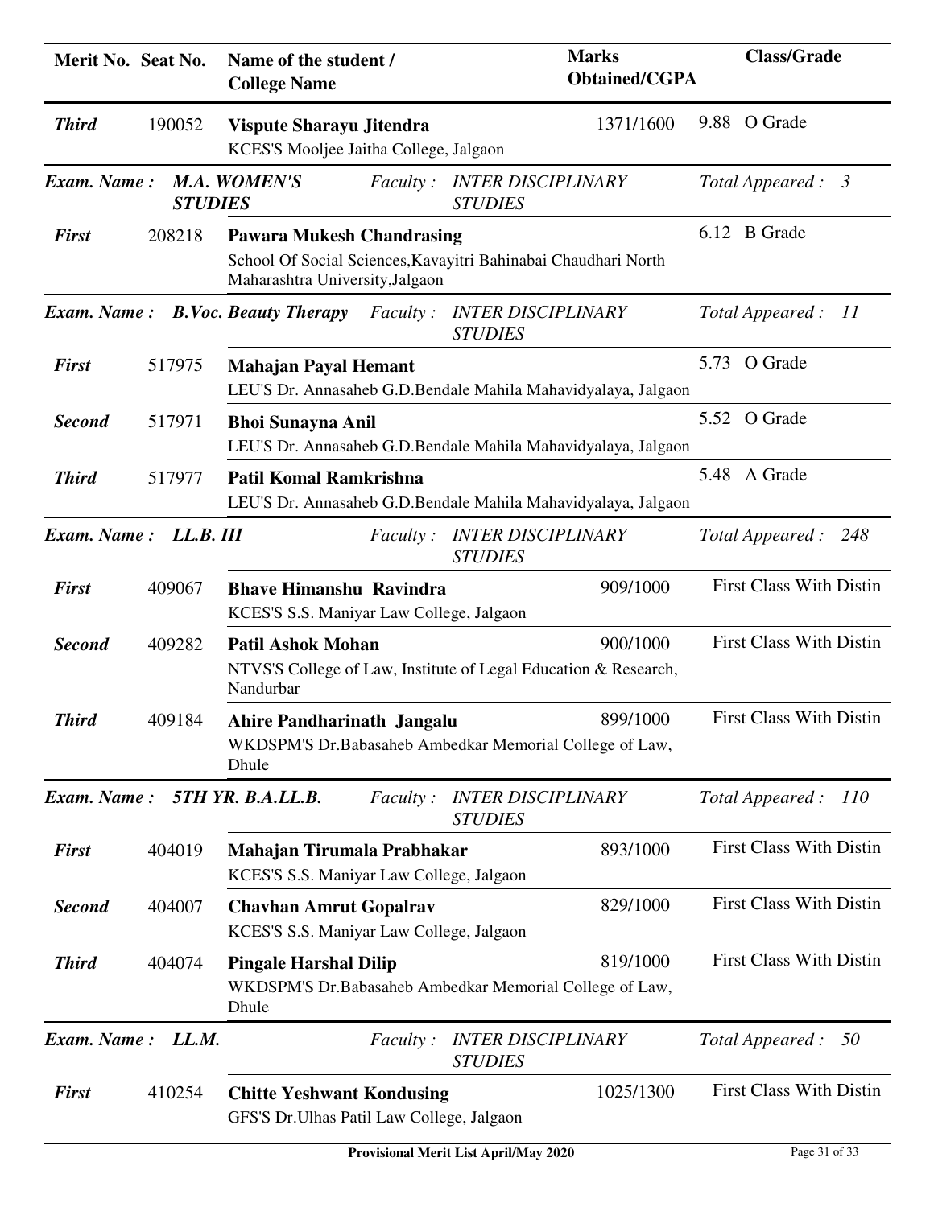| Merit No. | Seat No. | Name of the student / College Name | Marks Obtained/CGPA | Class/Grade |
|---|---|---|---|---|
| ***Third*** | 190052 | **Vispute Sharayu Jitendra**<br>KCES'S Mooljee Jaitha College, Jalgaon | 1371/1600 | 9.88 O Grade |

***Exam. Name : M.A. WOMEN'S STUDIES*** *Faculty : INTER DISCIPLINARY STUDIES* *Total Appeared : 3*

| Merit No. | Seat No. | Name of the student / College Name | Marks Obtained/CGPA | Class/Grade |
|---|---|---|---|---|
| ***First*** | 208218 | **Pawara Mukesh Chandrasing**<br>School Of Social Sciences,Kavayitri Bahinabai Chaudhari North Maharashtra University,Jalgaon | | 6.12 B Grade |

***Exam. Name : B.Voc. Beauty Therapy*** *Faculty : INTER DISCIPLINARY STUDIES* *Total Appeared : 11*

| Merit No. | Seat No. | Name of the student / College Name | Marks Obtained/CGPA | Class/Grade |
|---|---|---|---|---|
| ***First*** | 517975 | **Mahajan Payal Hemant**<br>LEU'S Dr. Annasaheb G.D.Bendale Mahila Mahavidyalaya, Jalgaon | | 5.73 O Grade |
| ***Second*** | 517971 | **Bhoi Sunayna Anil**<br>LEU'S Dr. Annasaheb G.D.Bendale Mahila Mahavidyalaya, Jalgaon | | 5.52 O Grade |
| ***Third*** | 517977 | **Patil Komal Ramkrishna**<br>LEU'S Dr. Annasaheb G.D.Bendale Mahila Mahavidyalaya, Jalgaon | | 5.48 A Grade |

***Exam. Name : LL.B. III*** *Faculty : INTER DISCIPLINARY STUDIES* *Total Appeared : 248*

| Merit No. | Seat No. | Name of the student / College Name | Marks Obtained/CGPA | Class/Grade |
|---|---|---|---|---|
| ***First*** | 409067 | **Bhave Himanshu Ravindra**<br>KCES'S S.S. Maniyar Law College, Jalgaon | 909/1000 | First Class With Distin |
| ***Second*** | 409282 | **Patil Ashok Mohan**<br>NTVS'S College of Law, Institute of Legal Education & Research, Nandurbar | 900/1000 | First Class With Distin |
| ***Third*** | 409184 | **Ahire Pandharinath Jangalu**<br>WKDSPM'S Dr.Babasaheb Ambedkar Memorial College of Law, Dhule | 899/1000 | First Class With Distin |

***Exam. Name : 5TH YR. B.A.LL.B.*** *Faculty : INTER DISCIPLINARY STUDIES* *Total Appeared : 110*

| Merit No. | Seat No. | Name of the student / College Name | Marks Obtained/CGPA | Class/Grade |
|---|---|---|---|---|
| ***First*** | 404019 | **Mahajan Tirumala Prabhakar**<br>KCES'S S.S. Maniyar Law College, Jalgaon | 893/1000 | First Class With Distin |
| ***Second*** | 404007 | **Chavhan Amrut Gopalrav**<br>KCES'S S.S. Maniyar Law College, Jalgaon | 829/1000 | First Class With Distin |
| ***Third*** | 404074 | **Pingale Harshal Dilip**<br>WKDSPM'S Dr.Babasaheb Ambedkar Memorial College of Law, Dhule | 819/1000 | First Class With Distin |

***Exam. Name : LL.M.*** *Faculty : INTER DISCIPLINARY STUDIES* *Total Appeared : 50*

| Merit No. | Seat No. | Name of the student / College Name | Marks Obtained/CGPA | Class/Grade |
|---|---|---|---|---|
| ***First*** | 410254 | **Chitte Yeshwant Kondusing**<br>GFS'S Dr.Ulhas Patil Law College, Jalgaon | 1025/1300 | First Class With Distin |

**Provisional Merit List April/May 2020**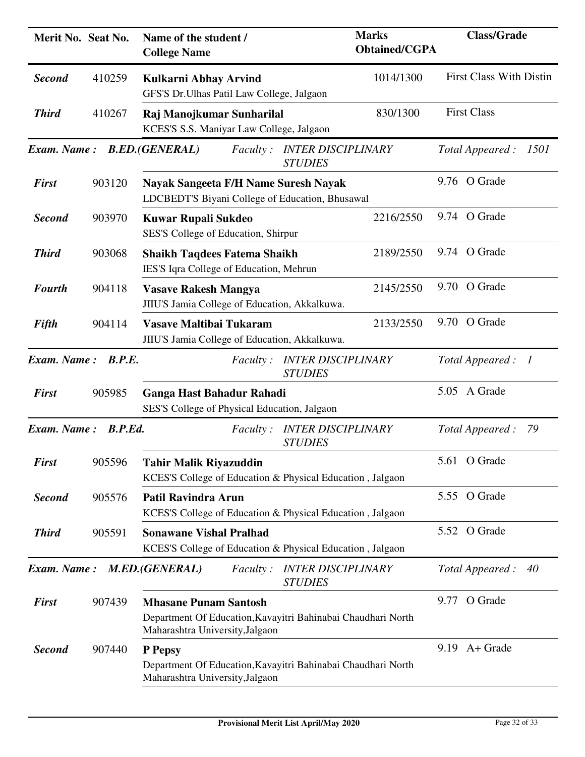| Merit No. | Seat No. | Name of the student / College Name | Marks Obtained/CGPA | Class/Grade |
|---|---|---|---|---|
| ***Second*** | 410259 | **Kulkarni Abhay Arvind**<br>GFS'S Dr.Ulhas Patil Law College, Jalgaon | 1014/1300 | First Class With Distin |
| ***Third*** | 410267 | **Raj Manojkumar Sunharilal**<br>KCES'S S.S. Maniyar Law College, Jalgaon | 830/1300 | First Class |

***Exam. Name : B.ED.(GENERAL)*** *Faculty : INTER DISCIPLINARY STUDIES* *Total Appeared : 1501*

| Merit No. | Seat No. | Name of the student / College Name | Marks Obtained/CGPA | Class/Grade |
|---|---|---|---|---|
| ***First*** | 903120 | **Nayak Sangeeta F/H Name Suresh Nayak**<br>LDCBEDT'S Biyani College of Education, Bhusawal | | 9.76 O Grade |
| ***Second*** | 903970 | **Kuwar Rupali Sukdeo**<br>SES'S College of Education, Shirpur | 2216/2550 | 9.74 O Grade |
| ***Third*** | 903068 | **Shaikh Taqdees Fatema Shaikh**<br>IES'S Iqra College of Education, Mehrun | 2189/2550 | 9.74 O Grade |
| ***Fourth*** | 904118 | **Vasave Rakesh Mangya**<br>JIIU'S Jamia College of Education, Akkalkuwa. | 2145/2550 | 9.70 O Grade |
| ***Fifth*** | 904114 | **Vasave Maltibai Tukaram**<br>JIIU'S Jamia College of Education, Akkalkuwa. | 2133/2550 | 9.70 O Grade |

***Exam. Name : B.P.E.*** *Faculty : INTER DISCIPLINARY STUDIES* *Total Appeared : 1*

| Merit No. | Seat No. | Name of the student / College Name | Marks Obtained/CGPA | Class/Grade |
|---|---|---|---|---|
| ***First*** | 905985 | **Ganga Hast Bahadur Rahadi**<br>SES'S College of Physical Education, Jalgaon | | 5.05 A Grade |

***Exam. Name : B.P.Ed.*** *Faculty : INTER DISCIPLINARY STUDIES* *Total Appeared : 79*

| Merit No. | Seat No. | Name of the student / College Name | Marks Obtained/CGPA | Class/Grade |
|---|---|---|---|---|
| ***First*** | 905596 | **Tahir Malik Riyazuddin**<br>KCES'S College of Education & Physical Education , Jalgaon | | 5.61 O Grade |
| ***Second*** | 905576 | **Patil Ravindra Arun**<br>KCES'S College of Education & Physical Education , Jalgaon | | 5.55 O Grade |
| ***Third*** | 905591 | **Sonawane Vishal Pralhad**<br>KCES'S College of Education & Physical Education , Jalgaon | | 5.52 O Grade |

***Exam. Name : M.ED.(GENERAL)*** *Faculty : INTER DISCIPLINARY STUDIES* *Total Appeared : 40*

| Merit No. | Seat No. | Name of the student / College Name | Marks Obtained/CGPA | Class/Grade |
|---|---|---|---|---|
| ***First*** | 907439 | **Mhasane Punam Santosh**<br>Department Of Education,Kavayitri Bahinabai Chaudhari North Maharashtra University,Jalgaon | | 9.77 O Grade |
| ***Second*** | 907440 | **P Pepsy**<br>Department Of Education,Kavayitri Bahinabai Chaudhari North Maharashtra University,Jalgaon | | 9.19 A+ Grade |

**Provisional Merit List April/May 2020**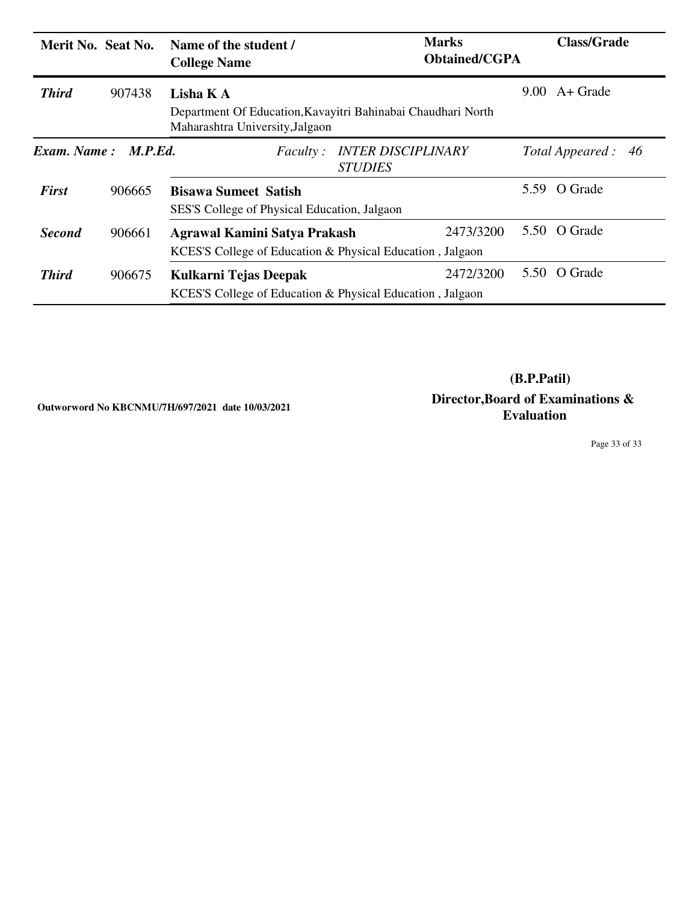| Merit No. | Seat No. | Name of the student / College Name | Marks Obtained/CGPA | Class/Grade |
|---|---|---|---|---|
| ***Third*** | 907438 | **Lisha K A**<br>Department Of Education,Kavayitri Bahinabai Chaudhari North Maharashtra University,Jalgaon | | 9.00 A+ Grade |

***Exam. Name : M.P.Ed.*** *Faculty : INTER DISCIPLINARY STUDIES* *Total Appeared : 46*

| Merit No. | Seat No. | Name of the student / College Name | Marks Obtained/CGPA | Class/Grade |
|---|---|---|---|---|
| ***First*** | 906665 | **Bisawa Sumeet Satish**<br>SES'S College of Physical Education, Jalgaon | | 5.59 O Grade |
| ***Second*** | 906661 | **Agrawal Kamini Satya Prakash**<br>KCES'S College of Education & Physical Education , Jalgaon | 2473/3200 | 5.50 O Grade |
| ***Third*** | 906675 | **Kulkarni Tejas Deepak**<br>KCES'S College of Education & Physical Education , Jalgaon | 2472/3200 | 5.50 O Grade |

**Outworword No KBCNMU/7H/697/2021 date 10/03/2021**

**(B.P.Patil)**
**Director,Board of Examinations & Evaluation**